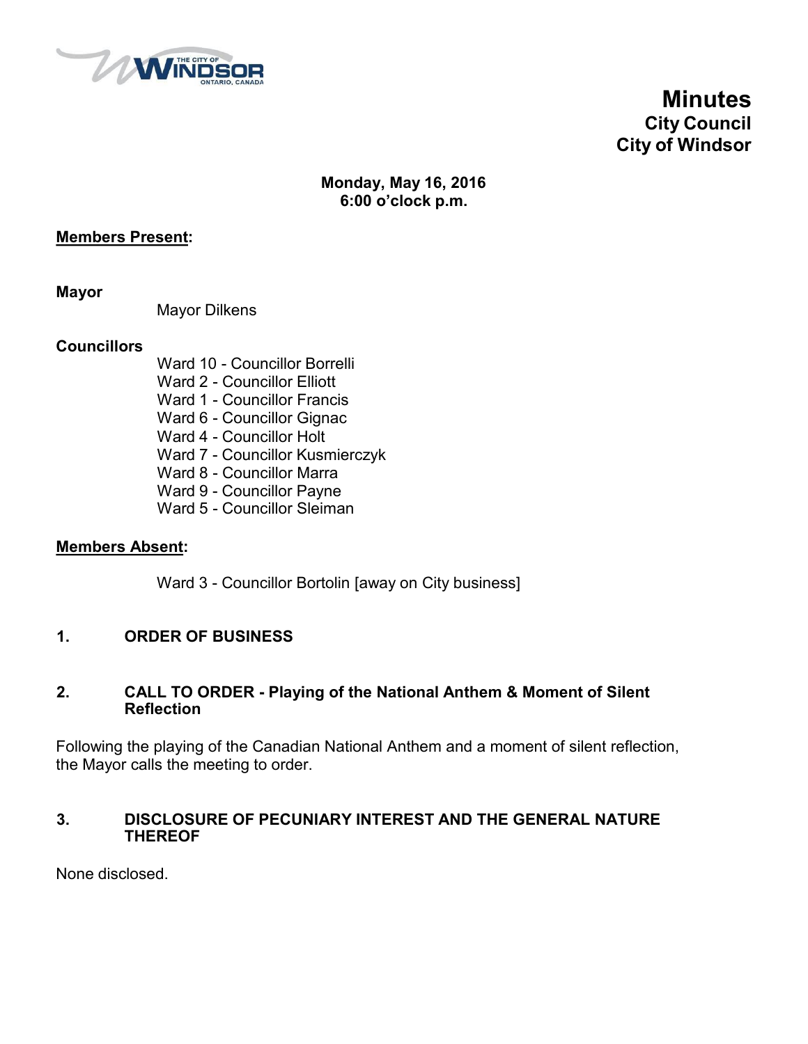# Minutes
## City Council
## City of Windsor

**Monday, May 16, 2016**
**6:00 o'clock p.m.**

**Members Present:**

**Mayor**

Mayor Dilkens

**Councillors**

Ward 10 - Councillor Borrelli
Ward 2 - Councillor Elliott
Ward 1 - Councillor Francis
Ward 6 - Councillor Gignac
Ward 4 - Councillor Holt
Ward 7 - Councillor Kusmierczyk
Ward 8 - Councillor Marra
Ward 9 - Councillor Payne
Ward 5 - Councillor Sleiman

**Members Absent:**

Ward 3 - Councillor Bortolin [away on City business]

### 1. ORDER OF BUSINESS

### 2. CALL TO ORDER - Playing of the National Anthem & Moment of Silent Reflection

Following the playing of the Canadian National Anthem and a moment of silent reflection, the Mayor calls the meeting to order.

### 3. DISCLOSURE OF PECUNIARY INTEREST AND THE GENERAL NATURE THEREOF

None disclosed.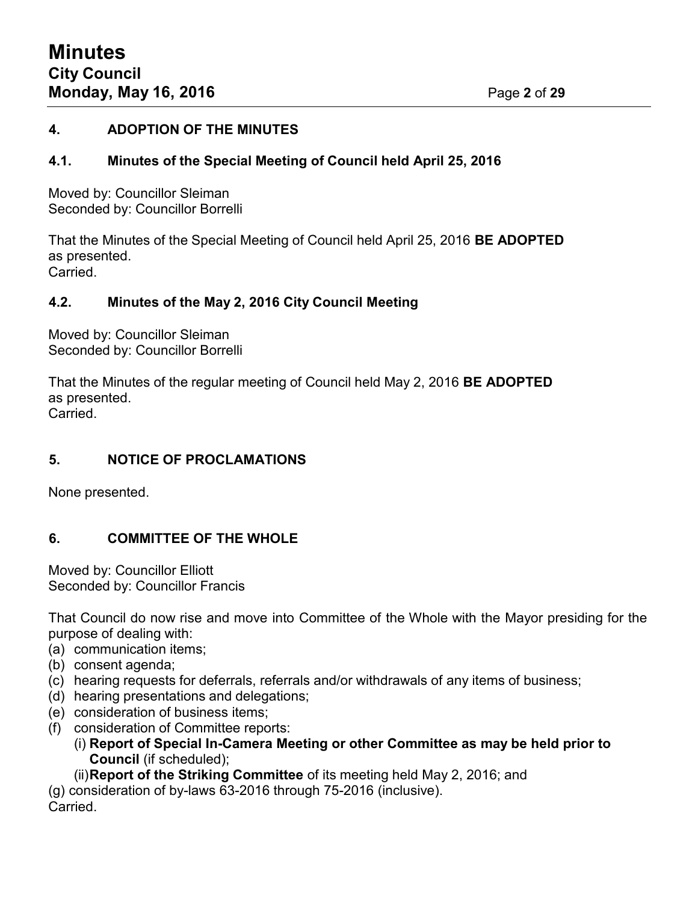## 4. ADOPTION OF THE MINUTES

### 4.1. Minutes of the Special Meeting of Council held April 25, 2016

Moved by: Councillor Sleiman
Seconded by: Councillor Borrelli

That the Minutes of the Special Meeting of Council held April 25, 2016 **BE ADOPTED** as presented.
Carried.

### 4.2. Minutes of the May 2, 2016 City Council Meeting

Moved by: Councillor Sleiman
Seconded by: Councillor Borrelli

That the Minutes of the regular meeting of Council held May 2, 2016 **BE ADOPTED** as presented.
Carried.

## 5. NOTICE OF PROCLAMATIONS

None presented.

## 6. COMMITTEE OF THE WHOLE

Moved by: Councillor Elliott
Seconded by: Councillor Francis

That Council do now rise and move into Committee of the Whole with the Mayor presiding for the purpose of dealing with:

(a) communication items;
(b) consent agenda;
(c) hearing requests for deferrals, referrals and/or withdrawals of any items of business;
(d) hearing presentations and delegations;
(e) consideration of business items;
(f) consideration of Committee reports:
  (i) **Report of Special In-Camera Meeting or other Committee as may be held prior to Council** (if scheduled);
  (ii) **Report of the Striking Committee** of its meeting held May 2, 2016; and
(g) consideration of by-laws 63-2016 through 75-2016 (inclusive).

Carried.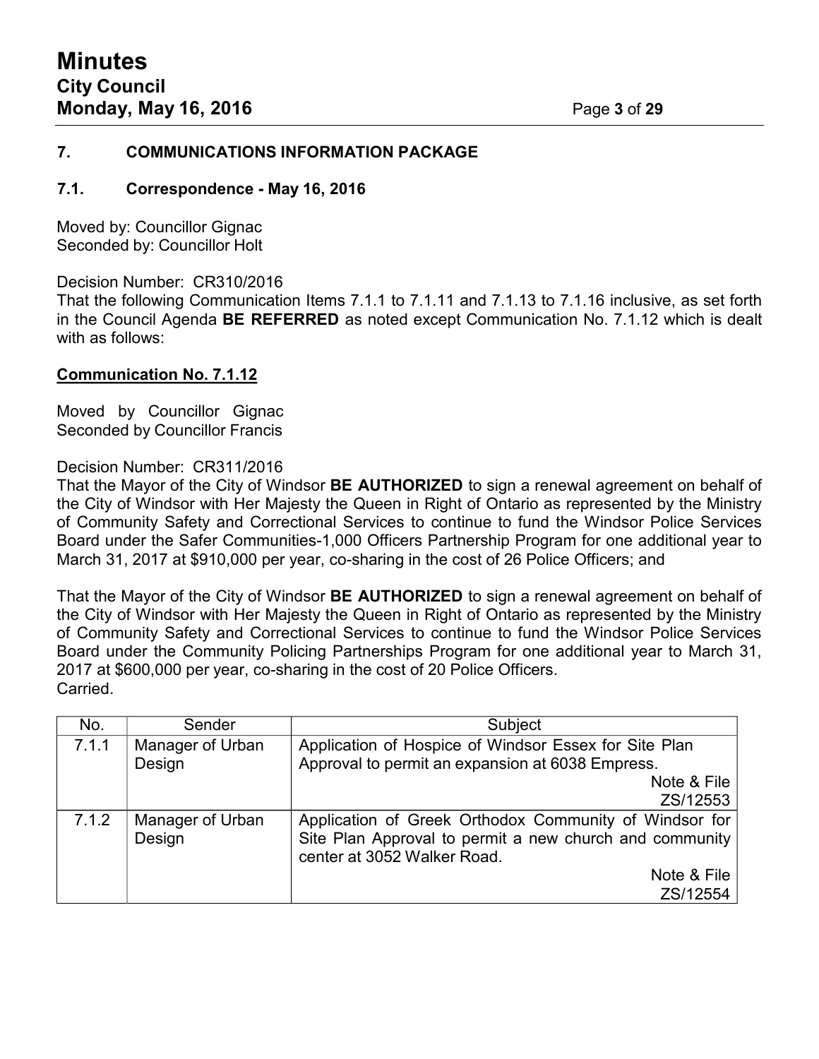## 7. COMMUNICATIONS INFORMATION PACKAGE

### 7.1. Correspondence - May 16, 2016

Moved by: Councillor Gignac
Seconded by: Councillor Holt

Decision Number: CR310/2016
That the following Communication Items 7.1.1 to 7.1.11 and 7.1.13 to 7.1.16 inclusive, as set forth in the Council Agenda **BE REFERRED** as noted except Communication No. 7.1.12 which is dealt with as follows:

**Communication No. 7.1.12**

Moved by Councillor Gignac
Seconded by Councillor Francis

Decision Number: CR311/2016
That the Mayor of the City of Windsor **BE AUTHORIZED** to sign a renewal agreement on behalf of the City of Windsor with Her Majesty the Queen in Right of Ontario as represented by the Ministry of Community Safety and Correctional Services to continue to fund the Windsor Police Services Board under the Safer Communities-1,000 Officers Partnership Program for one additional year to March 31, 2017 at $910,000 per year, co-sharing in the cost of 26 Police Officers; and

That the Mayor of the City of Windsor **BE AUTHORIZED** to sign a renewal agreement on behalf of the City of Windsor with Her Majesty the Queen in Right of Ontario as represented by the Ministry of Community Safety and Correctional Services to continue to fund the Windsor Police Services Board under the Community Policing Partnerships Program for one additional year to March 31, 2017 at $600,000 per year, co-sharing in the cost of 20 Police Officers.
Carried.

| No. | Sender | Subject |
|---|---|---|
| 7.1.1 | Manager of Urban Design | Application of Hospice of Windsor Essex for Site Plan Approval to permit an expansion at 6038 Empress. Note & File ZS/12553 |
| 7.1.2 | Manager of Urban Design | Application of Greek Orthodox Community of Windsor for Site Plan Approval to permit a new church and community center at 3052 Walker Road. Note & File ZS/12554 |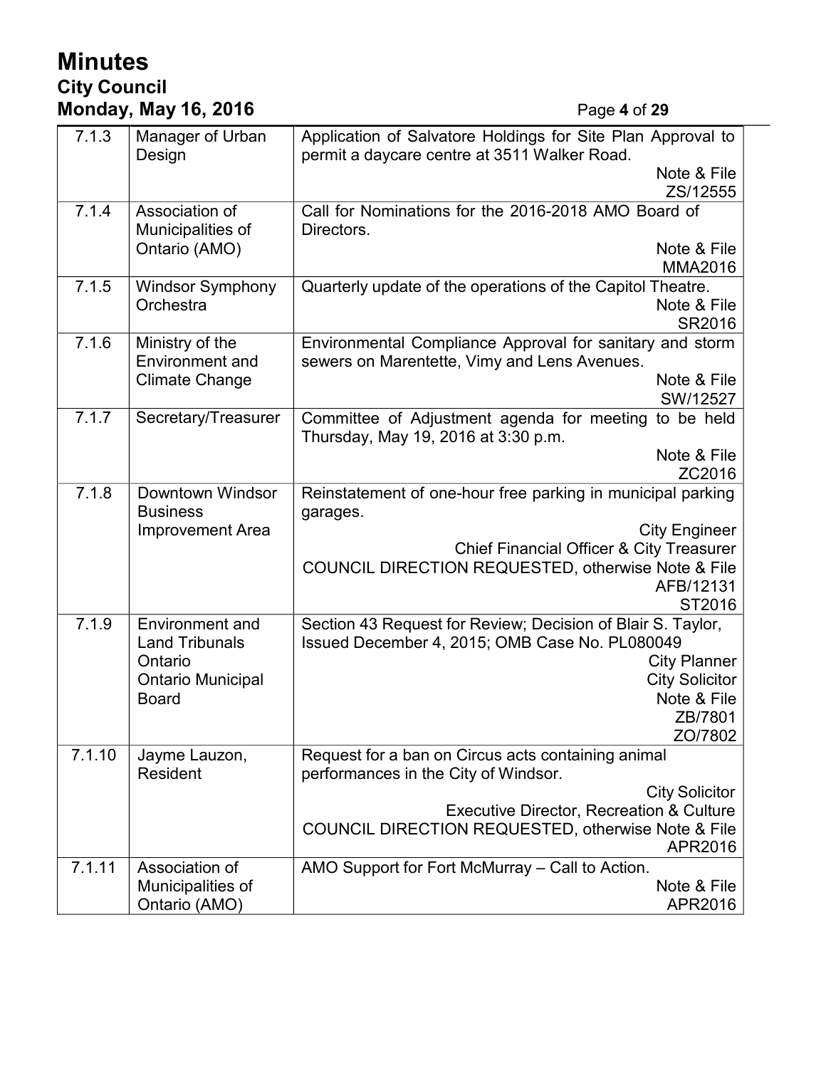| 7.1.3 | Manager of Urban Design | Application of Salvatore Holdings for Site Plan Approval to permit a daycare centre at 3511 Walker Road.<br>Note & File<br>ZS/12555 |
|---|---|---|
| 7.1.4 | Association of Municipalities of Ontario (AMO) | Call for Nominations for the 2016-2018 AMO Board of Directors.<br>Note & File<br>MMA2016 |
| 7.1.5 | Windsor Symphony Orchestra | Quarterly update of the operations of the Capitol Theatre.<br>Note & File<br>SR2016 |
| 7.1.6 | Ministry of the Environment and Climate Change | Environmental Compliance Approval for sanitary and storm sewers on Marentette, Vimy and Lens Avenues.<br>Note & File<br>SW/12527 |
| 7.1.7 | Secretary/Treasurer | Committee of Adjustment agenda for meeting to be held Thursday, May 19, 2016 at 3:30 p.m.<br>Note & File<br>ZC2016 |
| 7.1.8 | Downtown Windsor Business Improvement Area | Reinstatement of one-hour free parking in municipal parking garages.<br>City Engineer<br>Chief Financial Officer & City Treasurer<br>COUNCIL DIRECTION REQUESTED, otherwise Note & File<br>AFB/12131<br>ST2016 |
| 7.1.9 | Environment and Land Tribunals Ontario<br>Ontario Municipal Board | Section 43 Request for Review; Decision of Blair S. Taylor, Issued December 4, 2015; OMB Case No. PL080049<br>City Planner<br>City Solicitor<br>Note & File<br>ZB/7801<br>ZO/7802 |
| 7.1.10 | Jayme Lauzon, Resident | Request for a ban on Circus acts containing animal performances in the City of Windsor.<br>City Solicitor<br>Executive Director, Recreation & Culture<br>COUNCIL DIRECTION REQUESTED, otherwise Note & File<br>APR2016 |
| 7.1.11 | Association of Municipalities of Ontario (AMO) | AMO Support for Fort McMurray – Call to Action.<br>Note & File<br>APR2016 |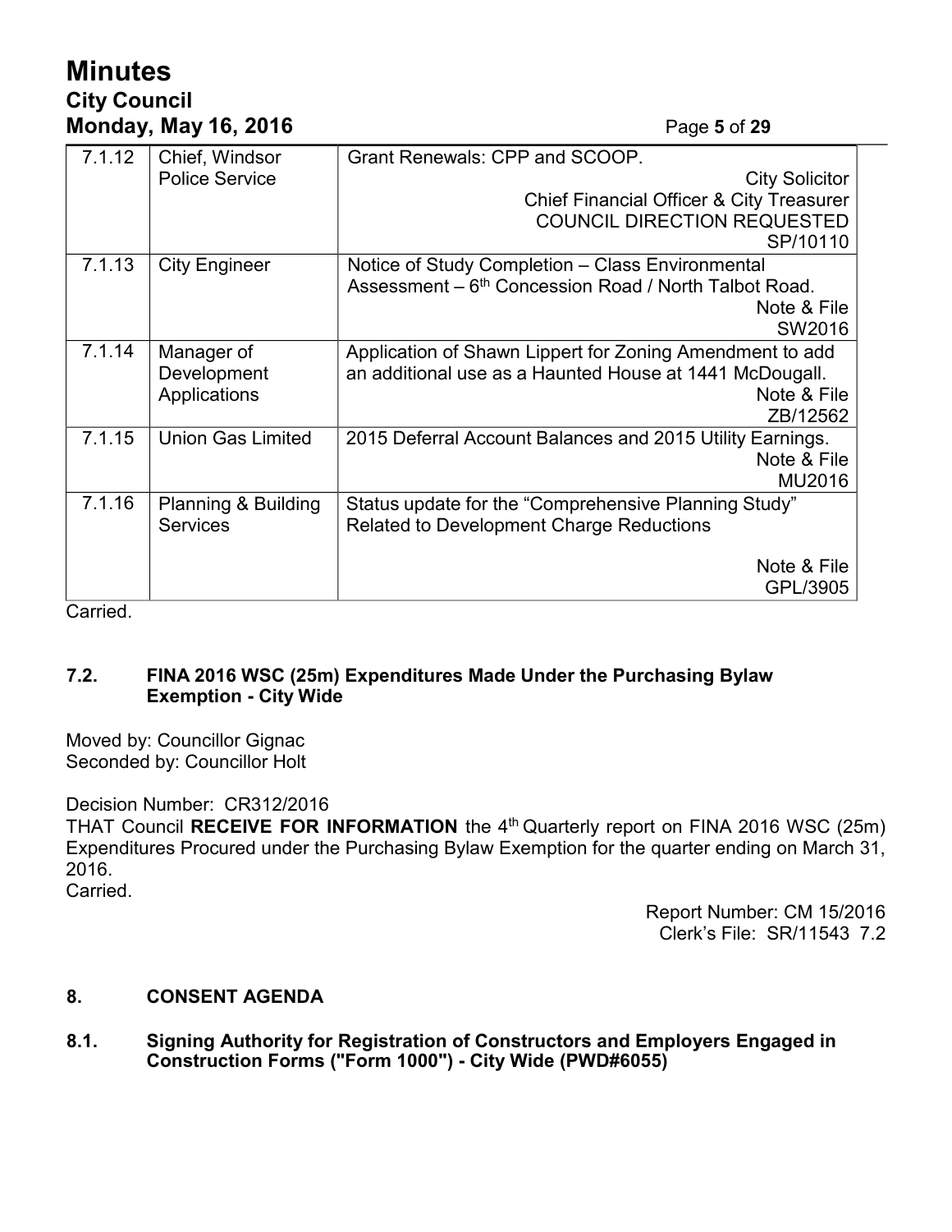| | | |
|---|---|---|
| 7.1.12 | Chief, Windsor Police Service | Grant Renewals: CPP and SCOOP.<br>City Solicitor<br>Chief Financial Officer & City Treasurer<br>COUNCIL DIRECTION REQUESTED<br>SP/10110 |
| 7.1.13 | City Engineer | Notice of Study Completion – Class Environmental Assessment – 6th Concession Road / North Talbot Road.<br>Note & File<br>SW2016 |
| 7.1.14 | Manager of Development Applications | Application of Shawn Lippert for Zoning Amendment to add an additional use as a Haunted House at 1441 McDougall.<br>Note & File<br>ZB/12562 |
| 7.1.15 | Union Gas Limited | 2015 Deferral Account Balances and 2015 Utility Earnings.<br>Note & File<br>MU2016 |
| 7.1.16 | Planning & Building Services | Status update for the "Comprehensive Planning Study" Related to Development Charge Reductions<br><br>Note & File<br>GPL/3905 |

Carried.

### 7.2. FINA 2016 WSC (25m) Expenditures Made Under the Purchasing Bylaw Exemption - City Wide

Moved by: Councillor Gignac
Seconded by: Councillor Holt

Decision Number: CR312/2016
THAT Council **RECEIVE FOR INFORMATION** the 4th Quarterly report on FINA 2016 WSC (25m) Expenditures Procured under the Purchasing Bylaw Exemption for the quarter ending on March 31, 2016.
Carried.

Report Number: CM 15/2016
Clerk's File: SR/11543 7.2

## 8. CONSENT AGENDA

### 8.1. Signing Authority for Registration of Constructors and Employers Engaged in Construction Forms ("Form 1000") - City Wide (PWD#6055)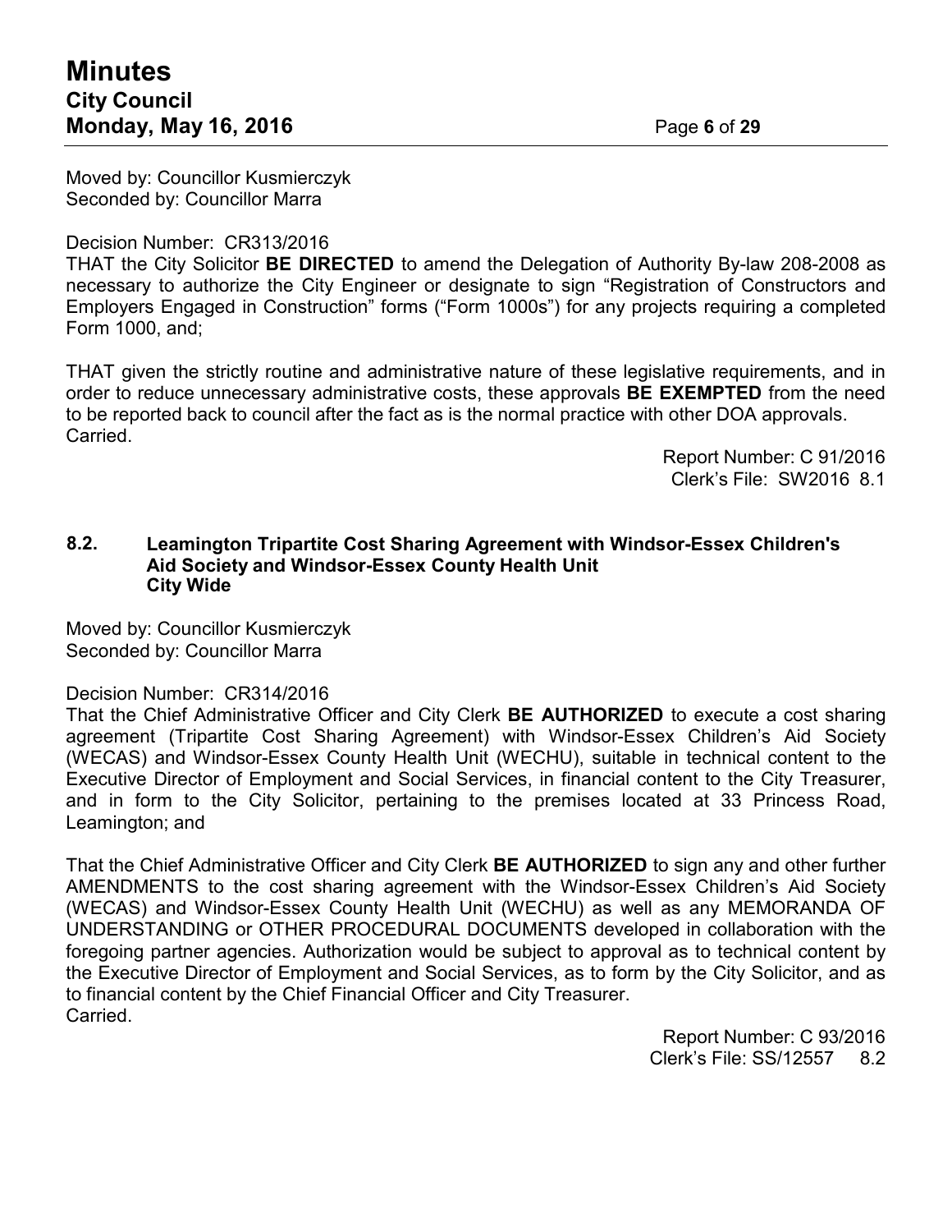Moved by: Councillor Kusmierczyk
Seconded by: Councillor Marra

Decision Number: CR313/2016
THAT the City Solicitor **BE DIRECTED** to amend the Delegation of Authority By-law 208-2008 as necessary to authorize the City Engineer or designate to sign "Registration of Constructors and Employers Engaged in Construction" forms ("Form 1000s") for any projects requiring a completed Form 1000, and;

THAT given the strictly routine and administrative nature of these legislative requirements, and in order to reduce unnecessary administrative costs, these approvals **BE EXEMPTED** from the need to be reported back to council after the fact as is the normal practice with other DOA approvals.
Carried.

Report Number: C 91/2016
Clerk's File: SW2016 8.1

### 8.2. Leamington Tripartite Cost Sharing Agreement with Windsor-Essex Children's Aid Society and Windsor-Essex County Health Unit City Wide

Moved by: Councillor Kusmierczyk
Seconded by: Councillor Marra

Decision Number: CR314/2016
That the Chief Administrative Officer and City Clerk **BE AUTHORIZED** to execute a cost sharing agreement (Tripartite Cost Sharing Agreement) with Windsor-Essex Children's Aid Society (WECAS) and Windsor-Essex County Health Unit (WECHU), suitable in technical content to the Executive Director of Employment and Social Services, in financial content to the City Treasurer, and in form to the City Solicitor, pertaining to the premises located at 33 Princess Road, Leamington; and

That the Chief Administrative Officer and City Clerk **BE AUTHORIZED** to sign any and other further AMENDMENTS to the cost sharing agreement with the Windsor-Essex Children's Aid Society (WECAS) and Windsor-Essex County Health Unit (WECHU) as well as any MEMORANDA OF UNDERSTANDING or OTHER PROCEDURAL DOCUMENTS developed in collaboration with the foregoing partner agencies. Authorization would be subject to approval as to technical content by the Executive Director of Employment and Social Services, as to form by the City Solicitor, and as to financial content by the Chief Financial Officer and City Treasurer.
Carried.

Report Number: C 93/2016
Clerk's File: SS/12557 8.2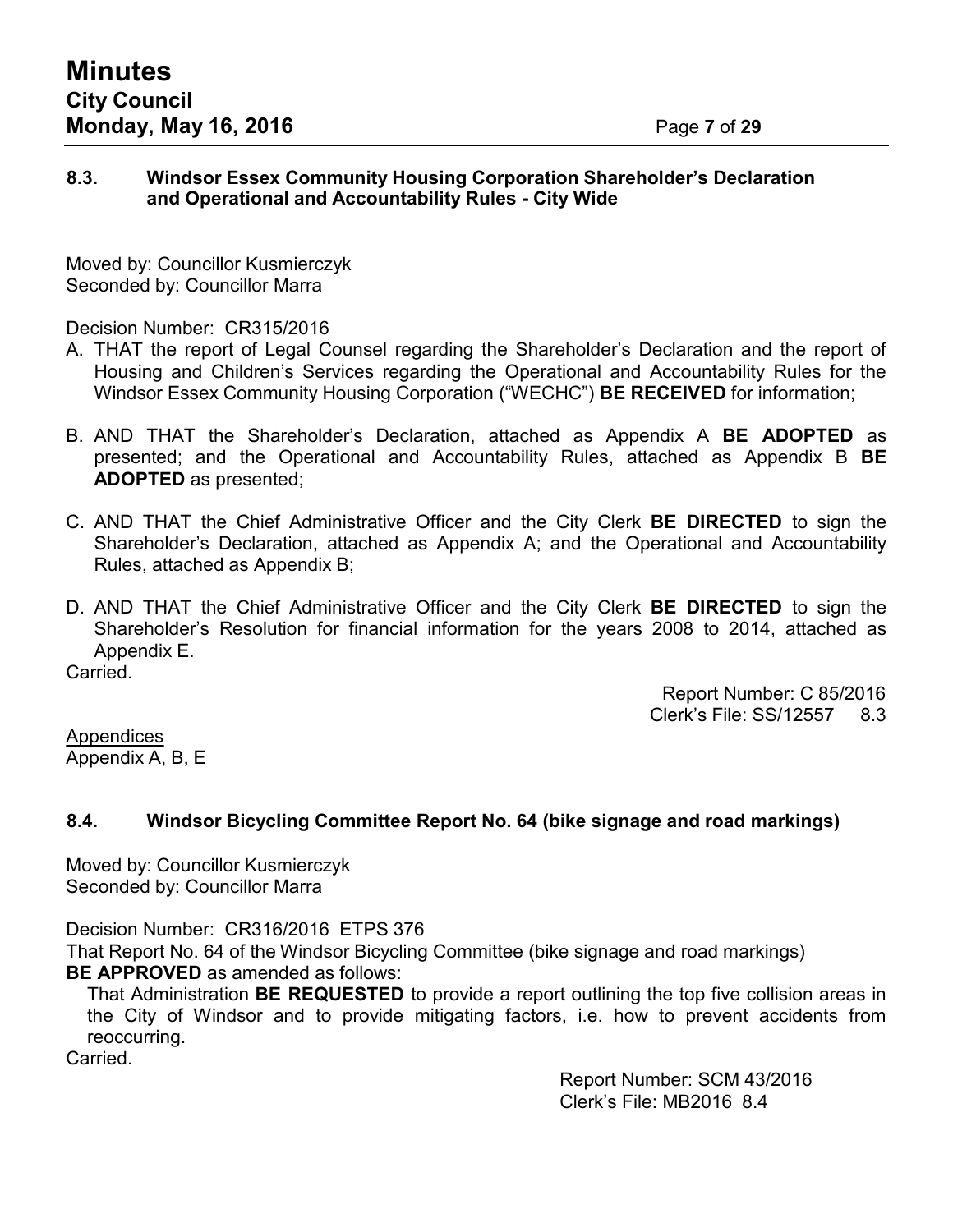### 8.3. Windsor Essex Community Housing Corporation Shareholder's Declaration and Operational and Accountability Rules - City Wide

Moved by: Councillor Kusmierczyk
Seconded by: Councillor Marra

Decision Number: CR315/2016

A. THAT the report of Legal Counsel regarding the Shareholder's Declaration and the report of Housing and Children's Services regarding the Operational and Accountability Rules for the Windsor Essex Community Housing Corporation ("WECHC") **BE RECEIVED** for information;

B. AND THAT the Shareholder's Declaration, attached as Appendix A **BE ADOPTED** as presented; and the Operational and Accountability Rules, attached as Appendix B **BE ADOPTED** as presented;

C. AND THAT the Chief Administrative Officer and the City Clerk **BE DIRECTED** to sign the Shareholder's Declaration, attached as Appendix A; and the Operational and Accountability Rules, attached as Appendix B;

D. AND THAT the Chief Administrative Officer and the City Clerk **BE DIRECTED** to sign the Shareholder's Resolution for financial information for the years 2008 to 2014, attached as Appendix E.

Carried.

Report Number: C 85/2016
Clerk's File: SS/12557 8.3

Appendices
Appendix A, B, E

### 8.4. Windsor Bicycling Committee Report No. 64 (bike signage and road markings)

Moved by: Councillor Kusmierczyk
Seconded by: Councillor Marra

Decision Number: CR316/2016 ETPS 376

That Report No. 64 of the Windsor Bicycling Committee (bike signage and road markings) **BE APPROVED** as amended as follows:

That Administration **BE REQUESTED** to provide a report outlining the top five collision areas in the City of Windsor and to provide mitigating factors, i.e. how to prevent accidents from reoccurring.

Carried.

Report Number: SCM 43/2016
Clerk's File: MB2016 8.4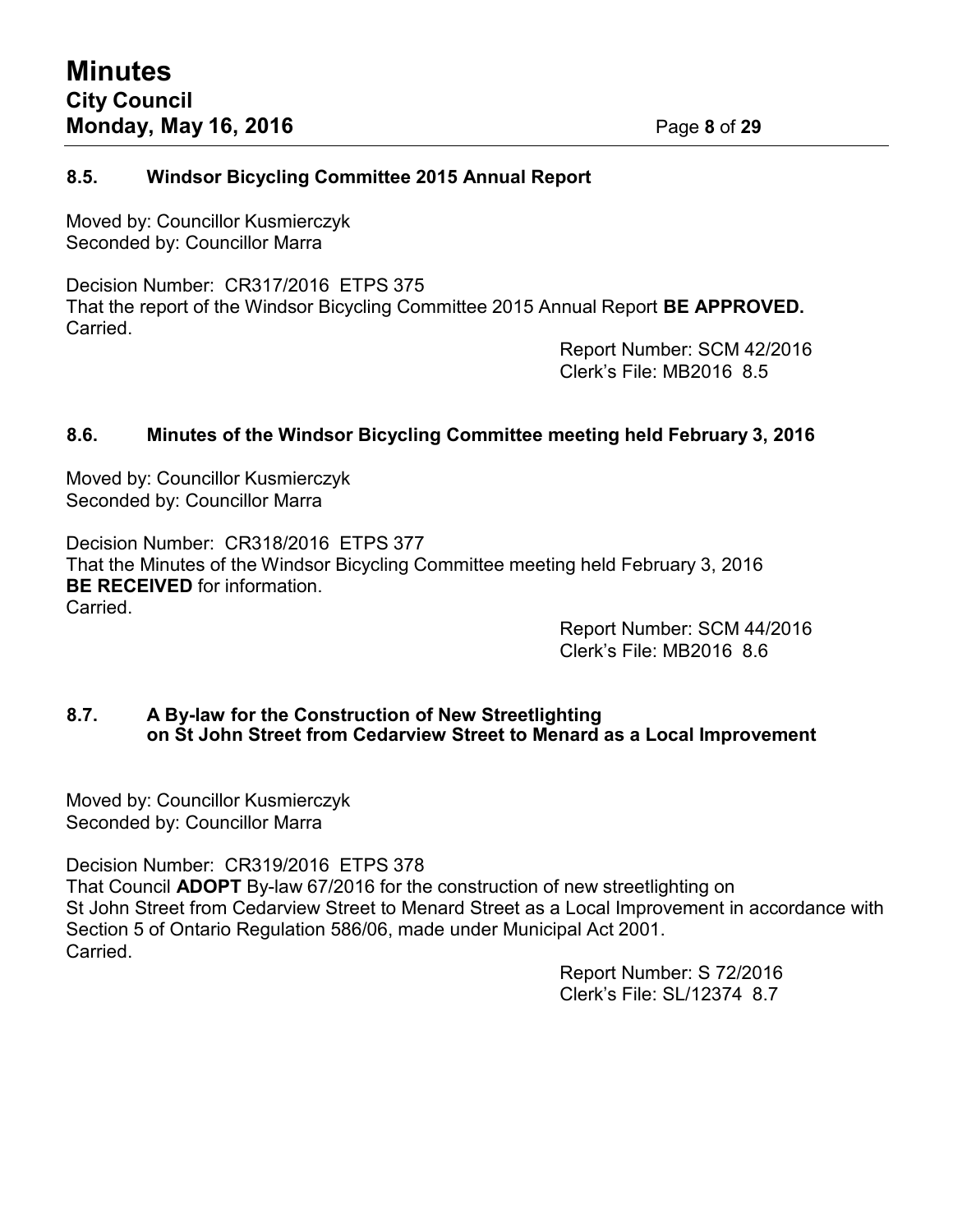### 8.5. Windsor Bicycling Committee 2015 Annual Report

Moved by: Councillor Kusmierczyk
Seconded by: Councillor Marra

Decision Number: CR317/2016 ETPS 375
That the report of the Windsor Bicycling Committee 2015 Annual Report **BE APPROVED.**
Carried.

Report Number: SCM 42/2016
Clerk's File: MB2016 8.5

### 8.6. Minutes of the Windsor Bicycling Committee meeting held February 3, 2016

Moved by: Councillor Kusmierczyk
Seconded by: Councillor Marra

Decision Number: CR318/2016 ETPS 377
That the Minutes of the Windsor Bicycling Committee meeting held February 3, 2016 **BE RECEIVED** for information.
Carried.

Report Number: SCM 44/2016
Clerk's File: MB2016 8.6

### 8.7. A By-law for the Construction of New Streetlighting on St John Street from Cedarview Street to Menard as a Local Improvement

Moved by: Councillor Kusmierczyk
Seconded by: Councillor Marra

Decision Number: CR319/2016 ETPS 378
That Council **ADOPT** By-law 67/2016 for the construction of new streetlighting on St John Street from Cedarview Street to Menard Street as a Local Improvement in accordance with Section 5 of Ontario Regulation 586/06, made under Municipal Act 2001.
Carried.

Report Number: S 72/2016
Clerk's File: SL/12374 8.7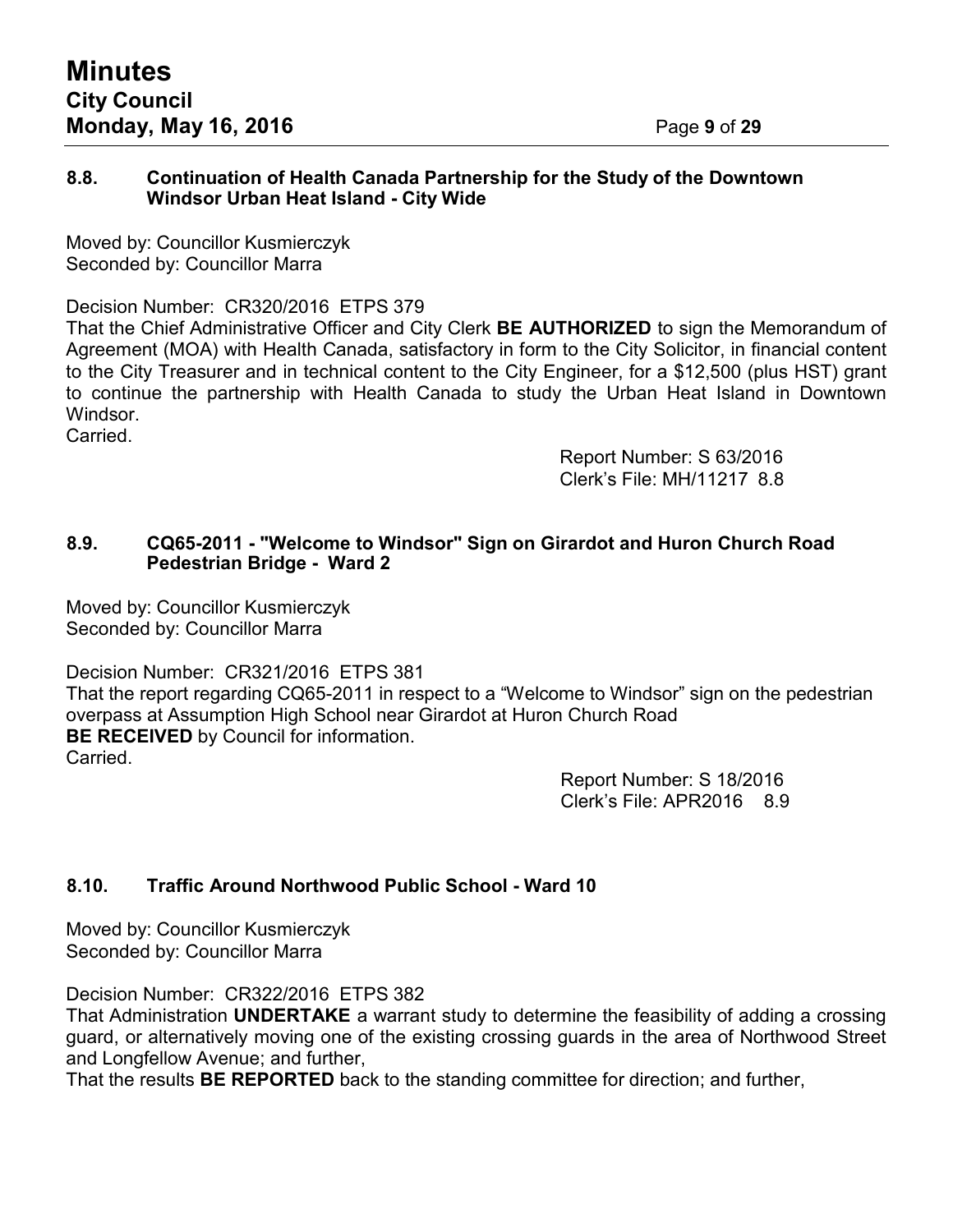### 8.8. Continuation of Health Canada Partnership for the Study of the Downtown Windsor Urban Heat Island - City Wide

Moved by: Councillor Kusmierczyk
Seconded by: Councillor Marra

Decision Number: CR320/2016 ETPS 379
That the Chief Administrative Officer and City Clerk **BE AUTHORIZED** to sign the Memorandum of Agreement (MOA) with Health Canada, satisfactory in form to the City Solicitor, in financial content to the City Treasurer and in technical content to the City Engineer, for a $12,500 (plus HST) grant to continue the partnership with Health Canada to study the Urban Heat Island in Downtown Windsor.
Carried.

Report Number: S 63/2016
Clerk's File: MH/11217 8.8

### 8.9. CQ65-2011 - "Welcome to Windsor" Sign on Girardot and Huron Church Road Pedestrian Bridge - Ward 2

Moved by: Councillor Kusmierczyk
Seconded by: Councillor Marra

Decision Number: CR321/2016 ETPS 381
That the report regarding CQ65-2011 in respect to a "Welcome to Windsor" sign on the pedestrian overpass at Assumption High School near Girardot at Huron Church Road
**BE RECEIVED** by Council for information.
Carried.

Report Number: S 18/2016
Clerk's File: APR2016 8.9

### 8.10. Traffic Around Northwood Public School - Ward 10

Moved by: Councillor Kusmierczyk
Seconded by: Councillor Marra

Decision Number: CR322/2016 ETPS 382
That Administration **UNDERTAKE** a warrant study to determine the feasibility of adding a crossing guard, or alternatively moving one of the existing crossing guards in the area of Northwood Street and Longfellow Avenue; and further,
That the results **BE REPORTED** back to the standing committee for direction; and further,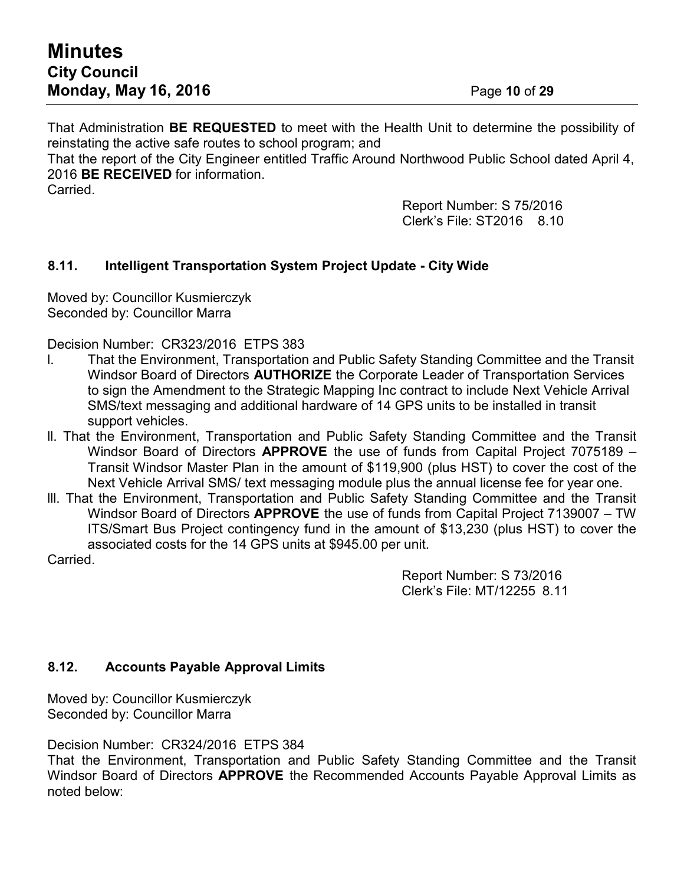That Administration **BE REQUESTED** to meet with the Health Unit to determine the possibility of reinstating the active safe routes to school program; and

That the report of the City Engineer entitled Traffic Around Northwood Public School dated April 4, 2016 **BE RECEIVED** for information.

Carried.

Report Number: S 75/2016
Clerk's File: ST2016 8.10

### 8.11. Intelligent Transportation System Project Update - City Wide

Moved by: Councillor Kusmierczyk
Seconded by: Councillor Marra

Decision Number: CR323/2016 ETPS 383

I. That the Environment, Transportation and Public Safety Standing Committee and the Transit Windsor Board of Directors **AUTHORIZE** the Corporate Leader of Transportation Services to sign the Amendment to the Strategic Mapping Inc contract to include Next Vehicle Arrival SMS/text messaging and additional hardware of 14 GPS units to be installed in transit support vehicles.

II. That the Environment, Transportation and Public Safety Standing Committee and the Transit Windsor Board of Directors **APPROVE** the use of funds from Capital Project 7075189 – Transit Windsor Master Plan in the amount of $119,900 (plus HST) to cover the cost of the Next Vehicle Arrival SMS/ text messaging module plus the annual license fee for year one.

III. That the Environment, Transportation and Public Safety Standing Committee and the Transit Windsor Board of Directors **APPROVE** the use of funds from Capital Project 7139007 – TW ITS/Smart Bus Project contingency fund in the amount of $13,230 (plus HST) to cover the associated costs for the 14 GPS units at $945.00 per unit.

Carried.

Report Number: S 73/2016
Clerk's File: MT/12255 8.11

### 8.12. Accounts Payable Approval Limits

Moved by: Councillor Kusmierczyk
Seconded by: Councillor Marra

Decision Number: CR324/2016 ETPS 384

That the Environment, Transportation and Public Safety Standing Committee and the Transit Windsor Board of Directors **APPROVE** the Recommended Accounts Payable Approval Limits as noted below: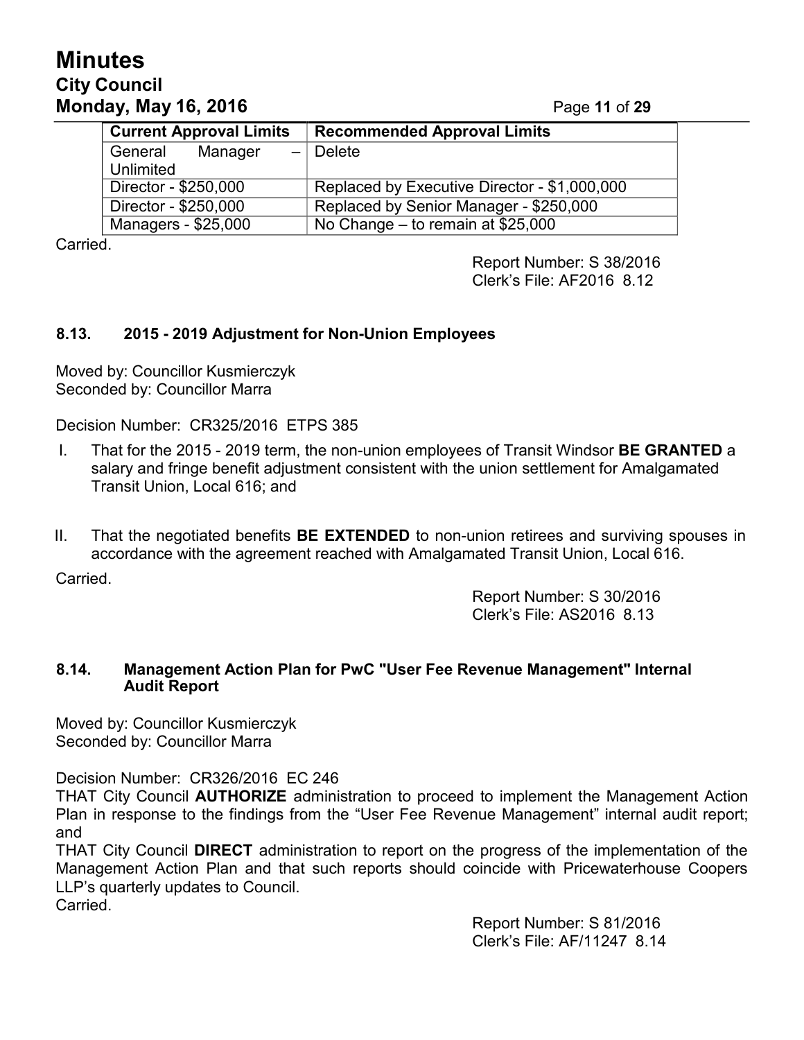| Current Approval Limits | Recommended Approval Limits |
|---|---|
| General Manager – Unlimited | Delete |
| Director - $250,000 | Replaced by Executive Director - $1,000,000 |
| Director - $250,000 | Replaced by Senior Manager - $250,000 |
| Managers - $25,000 | No Change – to remain at $25,000 |

Carried.

Report Number: S 38/2016
Clerk's File: AF2016 8.12

### 8.13. 2015 - 2019 Adjustment for Non-Union Employees

Moved by: Councillor Kusmierczyk
Seconded by: Councillor Marra

Decision Number: CR325/2016 ETPS 385

I. That for the 2015 - 2019 term, the non-union employees of Transit Windsor **BE GRANTED** a salary and fringe benefit adjustment consistent with the union settlement for Amalgamated Transit Union, Local 616; and

II. That the negotiated benefits **BE EXTENDED** to non-union retirees and surviving spouses in accordance with the agreement reached with Amalgamated Transit Union, Local 616.

Carried.

Report Number: S 30/2016
Clerk's File: AS2016 8.13

### 8.14. Management Action Plan for PwC "User Fee Revenue Management" Internal Audit Report

Moved by: Councillor Kusmierczyk
Seconded by: Councillor Marra

Decision Number: CR326/2016 EC 246
THAT City Council **AUTHORIZE** administration to proceed to implement the Management Action Plan in response to the findings from the "User Fee Revenue Management" internal audit report; and
THAT City Council **DIRECT** administration to report on the progress of the implementation of the Management Action Plan and that such reports should coincide with Pricewaterhouse Coopers LLP's quarterly updates to Council.
Carried.

Report Number: S 81/2016
Clerk's File: AF/11247 8.14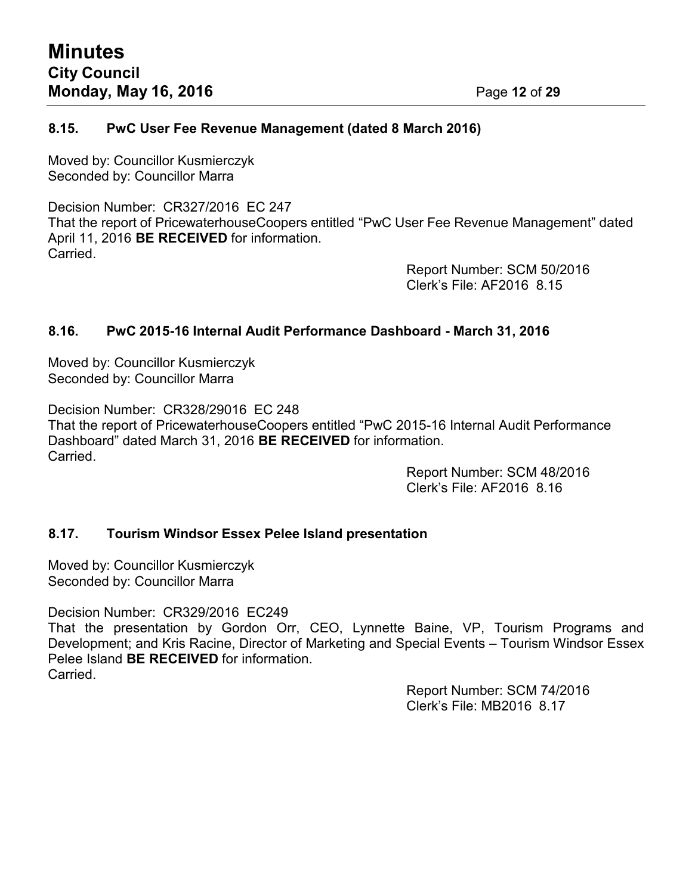### 8.15. PwC User Fee Revenue Management (dated 8 March 2016)

Moved by: Councillor Kusmierczyk
Seconded by: Councillor Marra

Decision Number: CR327/2016 EC 247
That the report of PricewaterhouseCoopers entitled "PwC User Fee Revenue Management" dated April 11, 2016 **BE RECEIVED** for information.
Carried.

Report Number: SCM 50/2016
Clerk's File: AF2016 8.15

### 8.16. PwC 2015-16 Internal Audit Performance Dashboard - March 31, 2016

Moved by: Councillor Kusmierczyk
Seconded by: Councillor Marra

Decision Number: CR328/29016 EC 248
That the report of PricewaterhouseCoopers entitled "PwC 2015-16 Internal Audit Performance Dashboard" dated March 31, 2016 **BE RECEIVED** for information.
Carried.

Report Number: SCM 48/2016
Clerk's File: AF2016 8.16

### 8.17. Tourism Windsor Essex Pelee Island presentation

Moved by: Councillor Kusmierczyk
Seconded by: Councillor Marra

Decision Number: CR329/2016 EC249
That the presentation by Gordon Orr, CEO, Lynnette Baine, VP, Tourism Programs and Development; and Kris Racine, Director of Marketing and Special Events – Tourism Windsor Essex Pelee Island **BE RECEIVED** for information.
Carried.

Report Number: SCM 74/2016
Clerk's File: MB2016 8.17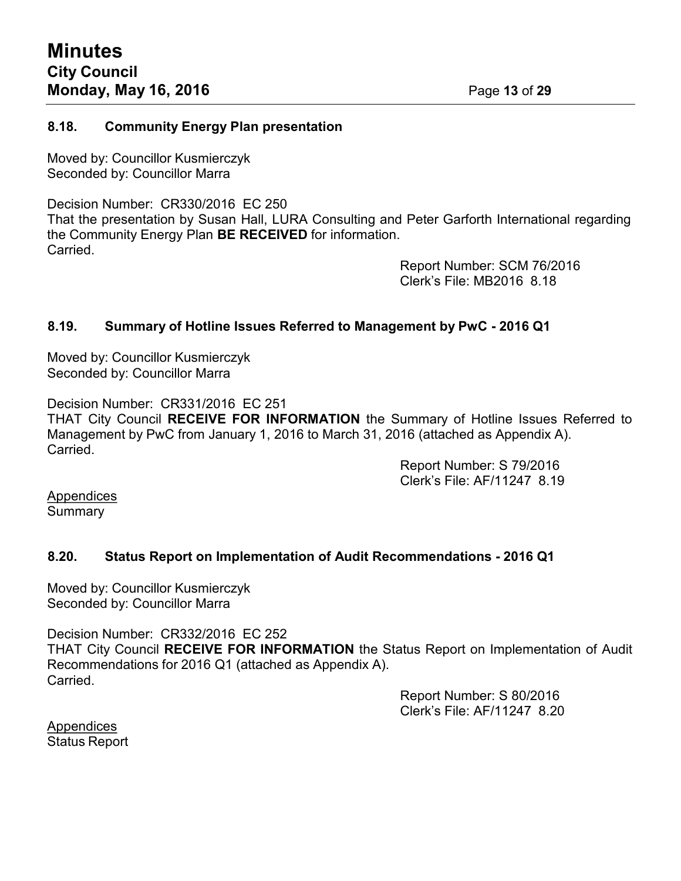### 8.18. Community Energy Plan presentation

Moved by: Councillor Kusmierczyk
Seconded by: Councillor Marra

Decision Number: CR330/2016 EC 250
That the presentation by Susan Hall, LURA Consulting and Peter Garforth International regarding the Community Energy Plan **BE RECEIVED** for information.
Carried.

Report Number: SCM 76/2016
Clerk's File: MB2016 8.18

### 8.19. Summary of Hotline Issues Referred to Management by PwC - 2016 Q1

Moved by: Councillor Kusmierczyk
Seconded by: Councillor Marra

Decision Number: CR331/2016 EC 251
THAT City Council **RECEIVE FOR INFORMATION** the Summary of Hotline Issues Referred to Management by PwC from January 1, 2016 to March 31, 2016 (attached as Appendix A).
Carried.

Report Number: S 79/2016
Clerk's File: AF/11247 8.19

Appendices
Summary

### 8.20. Status Report on Implementation of Audit Recommendations - 2016 Q1

Moved by: Councillor Kusmierczyk
Seconded by: Councillor Marra

Decision Number: CR332/2016 EC 252
THAT City Council **RECEIVE FOR INFORMATION** the Status Report on Implementation of Audit Recommendations for 2016 Q1 (attached as Appendix A).
Carried.

Report Number: S 80/2016
Clerk's File: AF/11247 8.20

Appendices
Status Report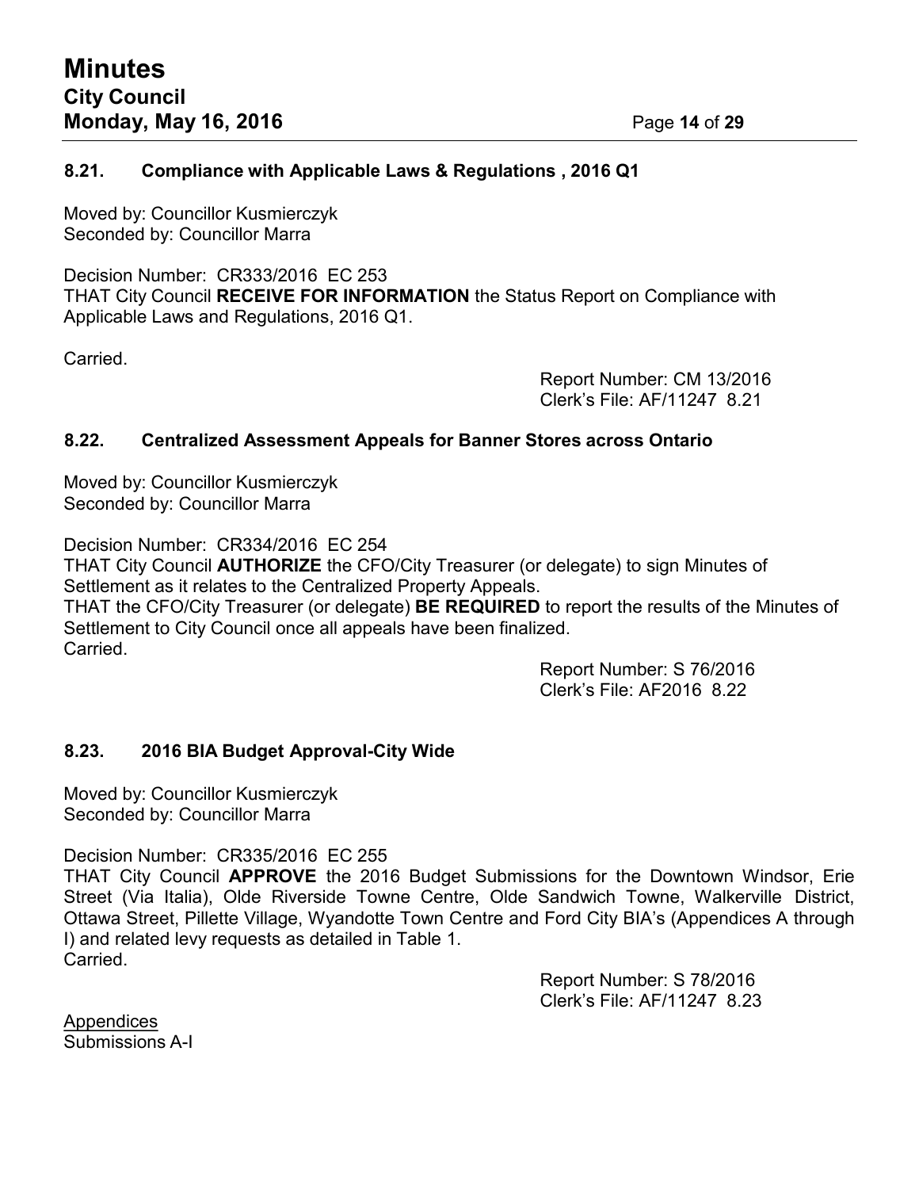### 8.21. Compliance with Applicable Laws & Regulations , 2016 Q1

Moved by: Councillor Kusmierczyk
Seconded by: Councillor Marra

Decision Number: CR333/2016 EC 253
THAT City Council **RECEIVE FOR INFORMATION** the Status Report on Compliance with Applicable Laws and Regulations, 2016 Q1.

Carried.

Report Number: CM 13/2016
Clerk's File: AF/11247 8.21

### 8.22. Centralized Assessment Appeals for Banner Stores across Ontario

Moved by: Councillor Kusmierczyk
Seconded by: Councillor Marra

Decision Number: CR334/2016 EC 254
THAT City Council **AUTHORIZE** the CFO/City Treasurer (or delegate) to sign Minutes of Settlement as it relates to the Centralized Property Appeals.
THAT the CFO/City Treasurer (or delegate) **BE REQUIRED** to report the results of the Minutes of Settlement to City Council once all appeals have been finalized.
Carried.

Report Number: S 76/2016
Clerk's File: AF2016 8.22

### 8.23. 2016 BIA Budget Approval-City Wide

Moved by: Councillor Kusmierczyk
Seconded by: Councillor Marra

Decision Number: CR335/2016 EC 255
THAT City Council **APPROVE** the 2016 Budget Submissions for the Downtown Windsor, Erie Street (Via Italia), Olde Riverside Towne Centre, Olde Sandwich Towne, Walkerville District, Ottawa Street, Pillette Village, Wyandotte Town Centre and Ford City BIA's (Appendices A through I) and related levy requests as detailed in Table 1.
Carried.

Report Number: S 78/2016
Clerk's File: AF/11247 8.23

<u>Appendices</u>
Submissions A-I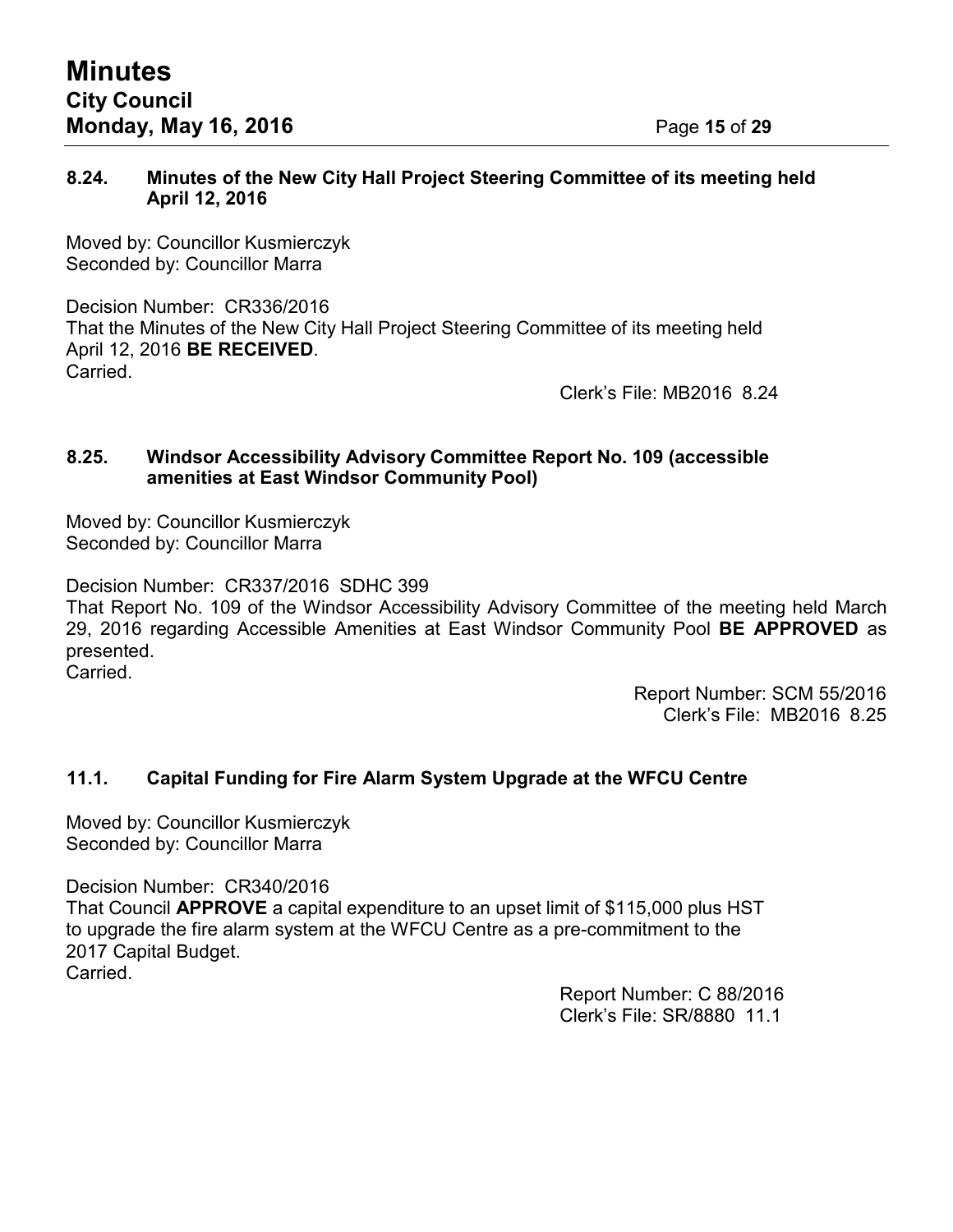### 8.24. Minutes of the New City Hall Project Steering Committee of its meeting held April 12, 2016

Moved by: Councillor Kusmierczyk
Seconded by: Councillor Marra

Decision Number: CR336/2016
That the Minutes of the New City Hall Project Steering Committee of its meeting held April 12, 2016 **BE RECEIVED**.
Carried.

Clerk's File: MB2016 8.24

### 8.25. Windsor Accessibility Advisory Committee Report No. 109 (accessible amenities at East Windsor Community Pool)

Moved by: Councillor Kusmierczyk
Seconded by: Councillor Marra

Decision Number: CR337/2016 SDHC 399
That Report No. 109 of the Windsor Accessibility Advisory Committee of the meeting held March 29, 2016 regarding Accessible Amenities at East Windsor Community Pool **BE APPROVED** as presented.
Carried.

Report Number: SCM 55/2016
Clerk's File: MB2016 8.25

### 11.1. Capital Funding for Fire Alarm System Upgrade at the WFCU Centre

Moved by: Councillor Kusmierczyk
Seconded by: Councillor Marra

Decision Number: CR340/2016
That Council **APPROVE** a capital expenditure to an upset limit of $115,000 plus HST to upgrade the fire alarm system at the WFCU Centre as a pre-commitment to the 2017 Capital Budget.
Carried.

Report Number: C 88/2016
Clerk's File: SR/8880 11.1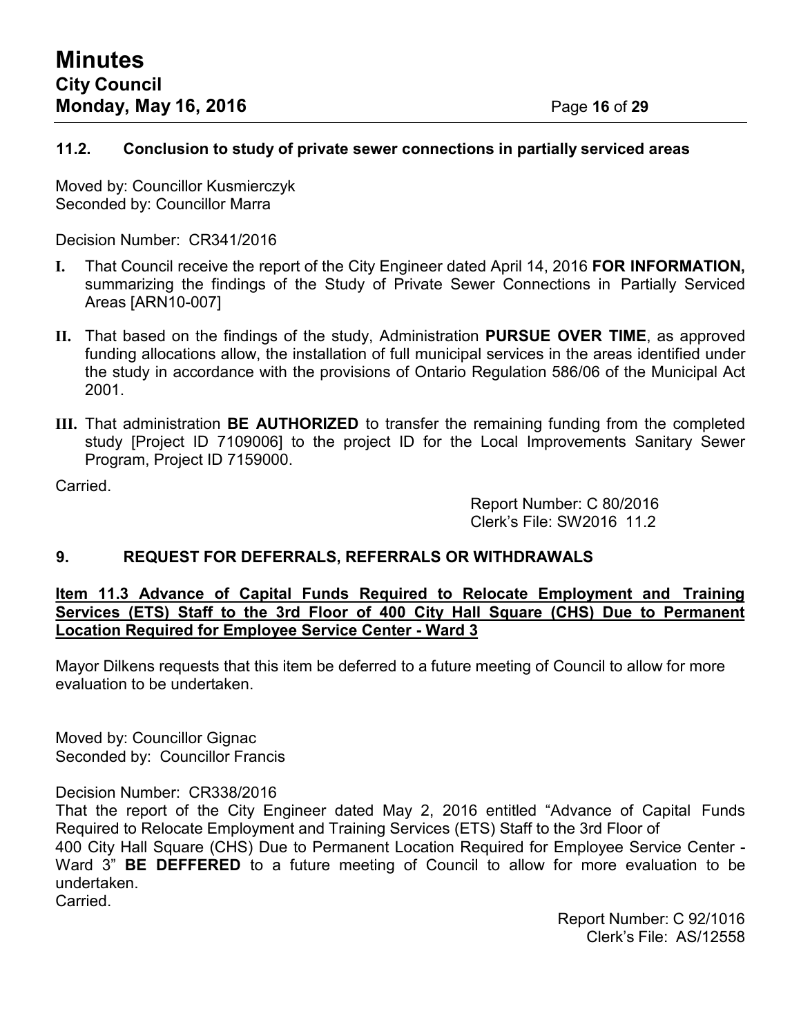### 11.2. Conclusion to study of private sewer connections in partially serviced areas

Moved by: Councillor Kusmierczyk
Seconded by: Councillor Marra

Decision Number: CR341/2016

**I.** That Council receive the report of the City Engineer dated April 14, 2016 **FOR INFORMATION,** summarizing the findings of the Study of Private Sewer Connections in Partially Serviced Areas [ARN10-007]

**II.** That based on the findings of the study, Administration **PURSUE OVER TIME**, as approved funding allocations allow, the installation of full municipal services in the areas identified under the study in accordance with the provisions of Ontario Regulation 586/06 of the Municipal Act 2001.

**III.** That administration **BE AUTHORIZED** to transfer the remaining funding from the completed study [Project ID 7109006] to the project ID for the Local Improvements Sanitary Sewer Program, Project ID 7159000.

Carried.

Report Number: C 80/2016
Clerk's File: SW2016 11.2

### 9. REQUEST FOR DEFERRALS, REFERRALS OR WITHDRAWALS

**Item 11.3 Advance of Capital Funds Required to Relocate Employment and Training Services (ETS) Staff to the 3rd Floor of 400 City Hall Square (CHS) Due to Permanent Location Required for Employee Service Center - Ward 3**

Mayor Dilkens requests that this item be deferred to a future meeting of Council to allow for more evaluation to be undertaken.

Moved by: Councillor Gignac
Seconded by: Councillor Francis

Decision Number: CR338/2016
That the report of the City Engineer dated May 2, 2016 entitled "Advance of Capital Funds Required to Relocate Employment and Training Services (ETS) Staff to the 3rd Floor of 400 City Hall Square (CHS) Due to Permanent Location Required for Employee Service Center - Ward 3" **BE DEFFERED** to a future meeting of Council to allow for more evaluation to be undertaken.
Carried.

Report Number: C 92/1016
Clerk's File: AS/12558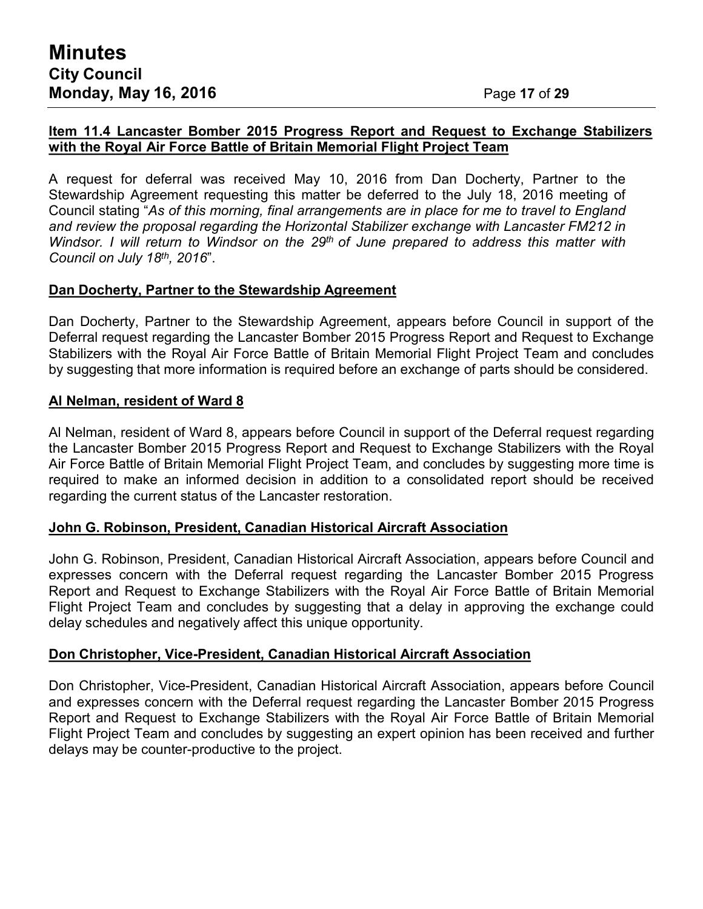**Item 11.4 Lancaster Bomber 2015 Progress Report and Request to Exchange Stabilizers with the Royal Air Force Battle of Britain Memorial Flight Project Team**

A request for deferral was received May 10, 2016 from Dan Docherty, Partner to the Stewardship Agreement requesting this matter be deferred to the July 18, 2016 meeting of Council stating "*As of this morning, final arrangements are in place for me to travel to England and review the proposal regarding the Horizontal Stabilizer exchange with Lancaster FM212 in Windsor. I will return to Windsor on the 29th of June prepared to address this matter with Council on July 18th, 2016*".

**Dan Docherty, Partner to the Stewardship Agreement**

Dan Docherty, Partner to the Stewardship Agreement, appears before Council in support of the Deferral request regarding the Lancaster Bomber 2015 Progress Report and Request to Exchange Stabilizers with the Royal Air Force Battle of Britain Memorial Flight Project Team and concludes by suggesting that more information is required before an exchange of parts should be considered.

**Al Nelman, resident of Ward 8**

Al Nelman, resident of Ward 8, appears before Council in support of the Deferral request regarding the Lancaster Bomber 2015 Progress Report and Request to Exchange Stabilizers with the Royal Air Force Battle of Britain Memorial Flight Project Team, and concludes by suggesting more time is required to make an informed decision in addition to a consolidated report should be received regarding the current status of the Lancaster restoration.

**John G. Robinson, President, Canadian Historical Aircraft Association**

John G. Robinson, President, Canadian Historical Aircraft Association, appears before Council and expresses concern with the Deferral request regarding the Lancaster Bomber 2015 Progress Report and Request to Exchange Stabilizers with the Royal Air Force Battle of Britain Memorial Flight Project Team and concludes by suggesting that a delay in approving the exchange could delay schedules and negatively affect this unique opportunity.

**Don Christopher, Vice-President, Canadian Historical Aircraft Association**

Don Christopher, Vice-President, Canadian Historical Aircraft Association, appears before Council and expresses concern with the Deferral request regarding the Lancaster Bomber 2015 Progress Report and Request to Exchange Stabilizers with the Royal Air Force Battle of Britain Memorial Flight Project Team and concludes by suggesting an expert opinion has been received and further delays may be counter-productive to the project.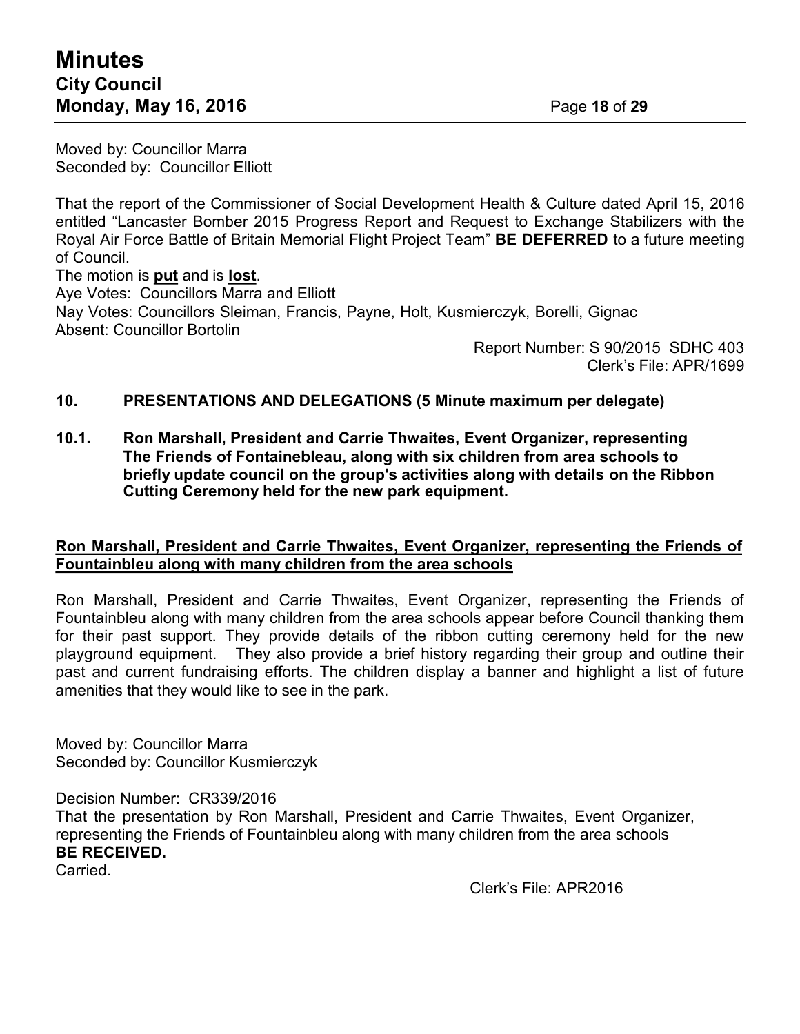Moved by: Councillor Marra
Seconded by: Councillor Elliott

That the report of the Commissioner of Social Development Health & Culture dated April 15, 2016 entitled "Lancaster Bomber 2015 Progress Report and Request to Exchange Stabilizers with the Royal Air Force Battle of Britain Memorial Flight Project Team" **BE DEFERRED** to a future meeting of Council.
The motion is **put** and is **lost**.
Aye Votes: Councillors Marra and Elliott
Nay Votes: Councillors Sleiman, Francis, Payne, Holt, Kusmierczyk, Borelli, Gignac
Absent: Councillor Bortolin

Report Number: S 90/2015 SDHC 403
Clerk's File: APR/1699

## 10. PRESENTATIONS AND DELEGATIONS (5 Minute maximum per delegate)

### 10.1. Ron Marshall, President and Carrie Thwaites, Event Organizer, representing The Friends of Fontainebleau, along with six children from area schools to briefly update council on the group's activities along with details on the Ribbon Cutting Ceremony held for the new park equipment.

**Ron Marshall, President and Carrie Thwaites, Event Organizer, representing the Friends of Fountainbleu along with many children from the area schools**

Ron Marshall, President and Carrie Thwaites, Event Organizer, representing the Friends of Fountainbleu along with many children from the area schools appear before Council thanking them for their past support. They provide details of the ribbon cutting ceremony held for the new playground equipment. They also provide a brief history regarding their group and outline their past and current fundraising efforts. The children display a banner and highlight a list of future amenities that they would like to see in the park.

Moved by: Councillor Marra
Seconded by: Councillor Kusmierczyk

Decision Number: CR339/2016
That the presentation by Ron Marshall, President and Carrie Thwaites, Event Organizer, representing the Friends of Fountainbleu along with many children from the area schools **BE RECEIVED.**
Carried.

Clerk's File: APR2016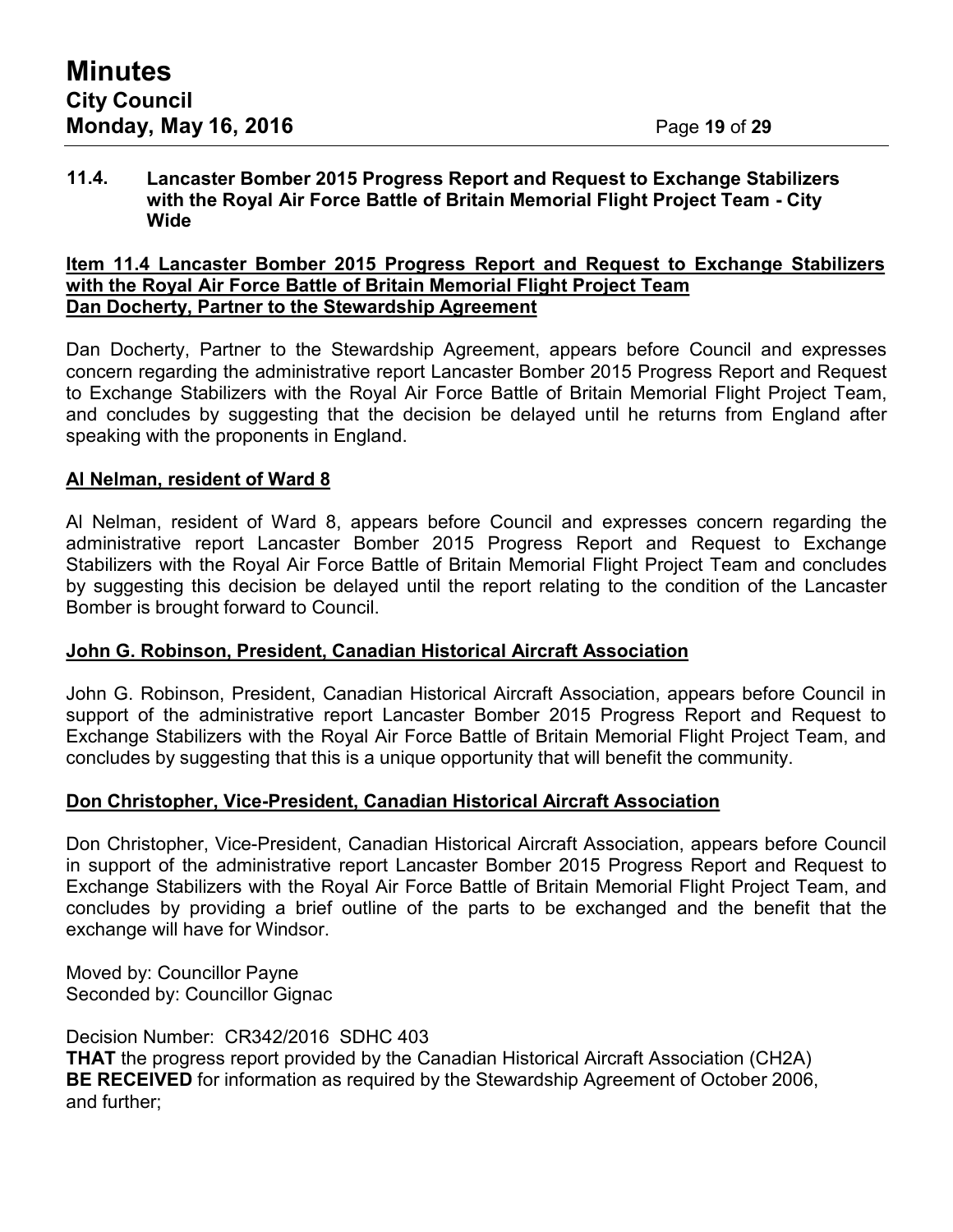### 11.4. Lancaster Bomber 2015 Progress Report and Request to Exchange Stabilizers with the Royal Air Force Battle of Britain Memorial Flight Project Team - City Wide

**Item 11.4 Lancaster Bomber 2015 Progress Report and Request to Exchange Stabilizers with the Royal Air Force Battle of Britain Memorial Flight Project Team**
**Dan Docherty, Partner to the Stewardship Agreement**

Dan Docherty, Partner to the Stewardship Agreement, appears before Council and expresses concern regarding the administrative report Lancaster Bomber 2015 Progress Report and Request to Exchange Stabilizers with the Royal Air Force Battle of Britain Memorial Flight Project Team, and concludes by suggesting that the decision be delayed until he returns from England after speaking with the proponents in England.

**Al Nelman, resident of Ward 8**

Al Nelman, resident of Ward 8, appears before Council and expresses concern regarding the administrative report Lancaster Bomber 2015 Progress Report and Request to Exchange Stabilizers with the Royal Air Force Battle of Britain Memorial Flight Project Team and concludes by suggesting this decision be delayed until the report relating to the condition of the Lancaster Bomber is brought forward to Council.

**John G. Robinson, President, Canadian Historical Aircraft Association**

John G. Robinson, President, Canadian Historical Aircraft Association, appears before Council in support of the administrative report Lancaster Bomber 2015 Progress Report and Request to Exchange Stabilizers with the Royal Air Force Battle of Britain Memorial Flight Project Team, and concludes by suggesting that this is a unique opportunity that will benefit the community.

**Don Christopher, Vice-President, Canadian Historical Aircraft Association**

Don Christopher, Vice-President, Canadian Historical Aircraft Association, appears before Council in support of the administrative report Lancaster Bomber 2015 Progress Report and Request to Exchange Stabilizers with the Royal Air Force Battle of Britain Memorial Flight Project Team, and concludes by providing a brief outline of the parts to be exchanged and the benefit that the exchange will have for Windsor.

Moved by: Councillor Payne
Seconded by: Councillor Gignac

Decision Number: CR342/2016 SDHC 403
**THAT** the progress report provided by the Canadian Historical Aircraft Association (CH2A) **BE RECEIVED** for information as required by the Stewardship Agreement of October 2006, and further;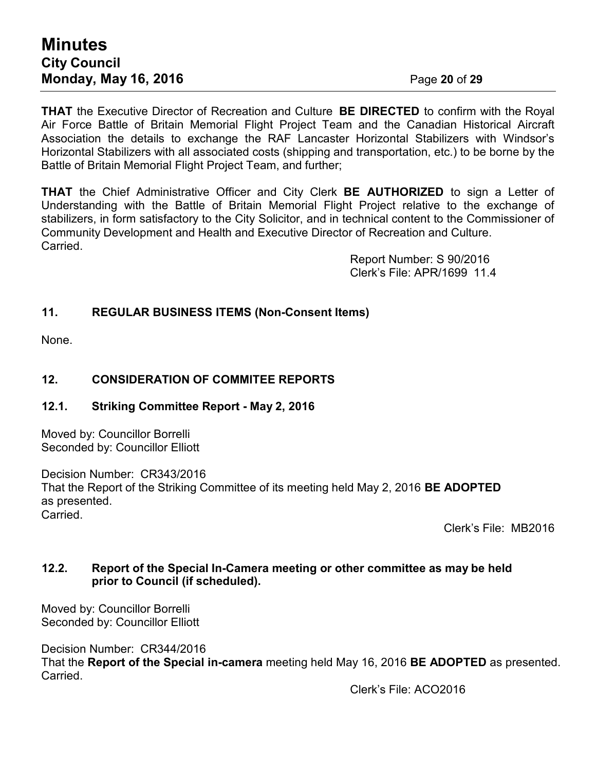**THAT** the Executive Director of Recreation and Culture **BE DIRECTED** to confirm with the Royal Air Force Battle of Britain Memorial Flight Project Team and the Canadian Historical Aircraft Association the details to exchange the RAF Lancaster Horizontal Stabilizers with Windsor's Horizontal Stabilizers with all associated costs (shipping and transportation, etc.) to be borne by the Battle of Britain Memorial Flight Project Team, and further;

**THAT** the Chief Administrative Officer and City Clerk **BE AUTHORIZED** to sign a Letter of Understanding with the Battle of Britain Memorial Flight Project relative to the exchange of stabilizers, in form satisfactory to the City Solicitor, and in technical content to the Commissioner of Community Development and Health and Executive Director of Recreation and Culture.
Carried.

Report Number: S 90/2016
Clerk's File: APR/1699 11.4

## 11. REGULAR BUSINESS ITEMS (Non-Consent Items)

None.

## 12. CONSIDERATION OF COMMITEE REPORTS

### 12.1. Striking Committee Report - May 2, 2016

Moved by: Councillor Borrelli
Seconded by: Councillor Elliott

Decision Number: CR343/2016
That the Report of the Striking Committee of its meeting held May 2, 2016 **BE ADOPTED** as presented.
Carried.

Clerk's File: MB2016

### 12.2. Report of the Special In-Camera meeting or other committee as may be held prior to Council (if scheduled).

Moved by: Councillor Borrelli
Seconded by: Councillor Elliott

Decision Number: CR344/2016
That the **Report of the Special in-camera** meeting held May 16, 2016 **BE ADOPTED** as presented.
Carried.

Clerk's File: ACO2016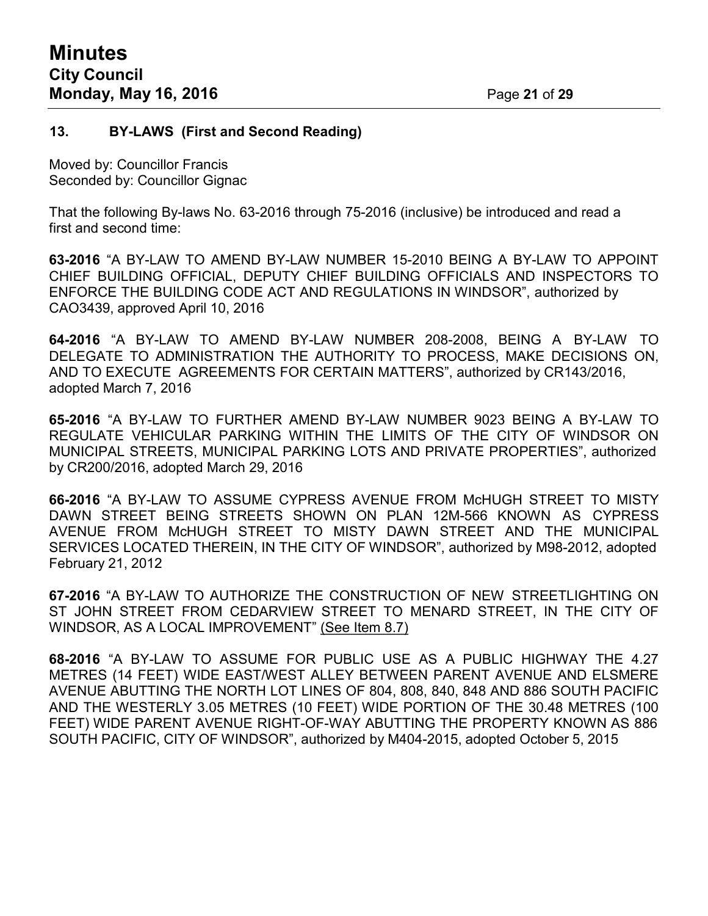## 13. BY-LAWS (First and Second Reading)

Moved by: Councillor Francis
Seconded by: Councillor Gignac

That the following By-laws No. 63-2016 through 75-2016 (inclusive) be introduced and read a first and second time:

**63-2016** "A BY-LAW TO AMEND BY-LAW NUMBER 15-2010 BEING A BY-LAW TO APPOINT CHIEF BUILDING OFFICIAL, DEPUTY CHIEF BUILDING OFFICIALS AND INSPECTORS TO ENFORCE THE BUILDING CODE ACT AND REGULATIONS IN WINDSOR", authorized by CAO3439, approved April 10, 2016

**64-2016** "A BY-LAW TO AMEND BY-LAW NUMBER 208-2008, BEING A BY-LAW TO DELEGATE TO ADMINISTRATION THE AUTHORITY TO PROCESS, MAKE DECISIONS ON, AND TO EXECUTE AGREEMENTS FOR CERTAIN MATTERS", authorized by CR143/2016, adopted March 7, 2016

**65-2016** "A BY-LAW TO FURTHER AMEND BY-LAW NUMBER 9023 BEING A BY-LAW TO REGULATE VEHICULAR PARKING WITHIN THE LIMITS OF THE CITY OF WINDSOR ON MUNICIPAL STREETS, MUNICIPAL PARKING LOTS AND PRIVATE PROPERTIES", authorized by CR200/2016, adopted March 29, 2016

**66-2016** "A BY-LAW TO ASSUME CYPRESS AVENUE FROM McHUGH STREET TO MISTY DAWN STREET BEING STREETS SHOWN ON PLAN 12M-566 KNOWN AS CYPRESS AVENUE FROM McHUGH STREET TO MISTY DAWN STREET AND THE MUNICIPAL SERVICES LOCATED THEREIN, IN THE CITY OF WINDSOR", authorized by M98-2012, adopted February 21, 2012

**67-2016** "A BY-LAW TO AUTHORIZE THE CONSTRUCTION OF NEW STREETLIGHTING ON ST JOHN STREET FROM CEDARVIEW STREET TO MENARD STREET, IN THE CITY OF WINDSOR, AS A LOCAL IMPROVEMENT" (See Item 8.7)

**68-2016** "A BY-LAW TO ASSUME FOR PUBLIC USE AS A PUBLIC HIGHWAY THE 4.27 METRES (14 FEET) WIDE EAST/WEST ALLEY BETWEEN PARENT AVENUE AND ELSMERE AVENUE ABUTTING THE NORTH LOT LINES OF 804, 808, 840, 848 AND 886 SOUTH PACIFIC AND THE WESTERLY 3.05 METRES (10 FEET) WIDE PORTION OF THE 30.48 METRES (100 FEET) WIDE PARENT AVENUE RIGHT-OF-WAY ABUTTING THE PROPERTY KNOWN AS 886 SOUTH PACIFIC, CITY OF WINDSOR", authorized by M404-2015, adopted October 5, 2015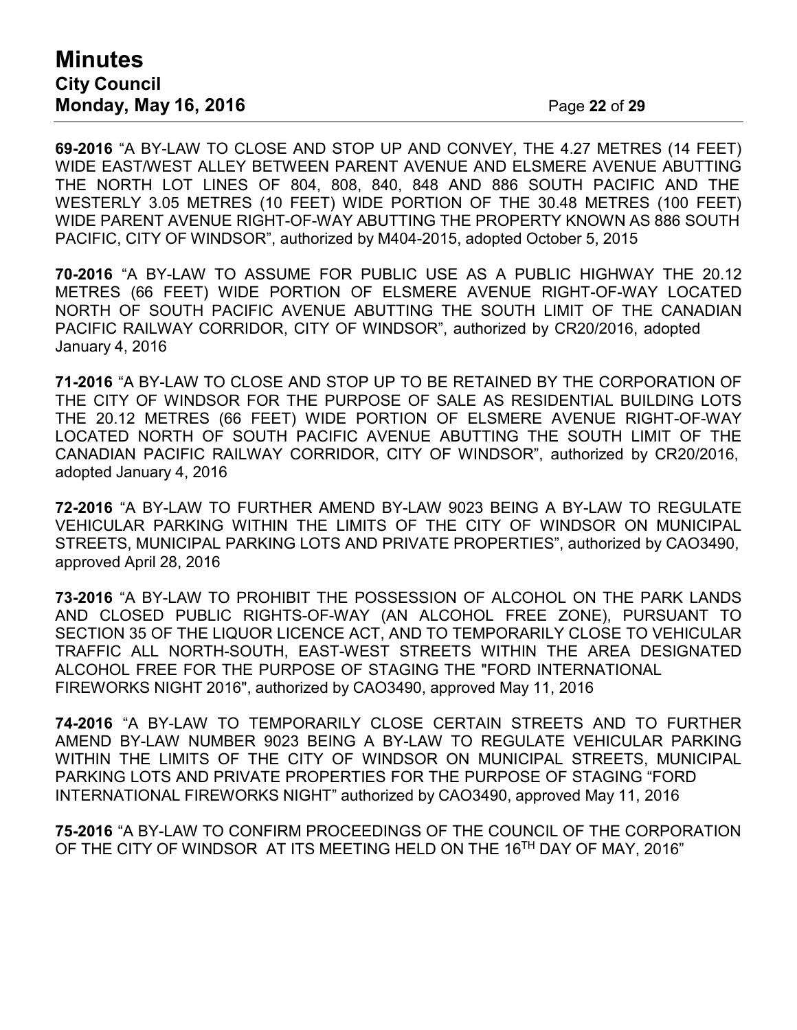**69-2016** "A BY-LAW TO CLOSE AND STOP UP AND CONVEY, THE 4.27 METRES (14 FEET) WIDE EAST/WEST ALLEY BETWEEN PARENT AVENUE AND ELSMERE AVENUE ABUTTING THE NORTH LOT LINES OF 804, 808, 840, 848 AND 886 SOUTH PACIFIC AND THE WESTERLY 3.05 METRES (10 FEET) WIDE PORTION OF THE 30.48 METRES (100 FEET) WIDE PARENT AVENUE RIGHT-OF-WAY ABUTTING THE PROPERTY KNOWN AS 886 SOUTH PACIFIC, CITY OF WINDSOR", authorized by M404-2015, adopted October 5, 2015

**70-2016** "A BY-LAW TO ASSUME FOR PUBLIC USE AS A PUBLIC HIGHWAY THE 20.12 METRES (66 FEET) WIDE PORTION OF ELSMERE AVENUE RIGHT-OF-WAY LOCATED NORTH OF SOUTH PACIFIC AVENUE ABUTTING THE SOUTH LIMIT OF THE CANADIAN PACIFIC RAILWAY CORRIDOR, CITY OF WINDSOR", authorized by CR20/2016, adopted January 4, 2016

**71-2016** "A BY-LAW TO CLOSE AND STOP UP TO BE RETAINED BY THE CORPORATION OF THE CITY OF WINDSOR FOR THE PURPOSE OF SALE AS RESIDENTIAL BUILDING LOTS THE 20.12 METRES (66 FEET) WIDE PORTION OF ELSMERE AVENUE RIGHT-OF-WAY LOCATED NORTH OF SOUTH PACIFIC AVENUE ABUTTING THE SOUTH LIMIT OF THE CANADIAN PACIFIC RAILWAY CORRIDOR, CITY OF WINDSOR", authorized by CR20/2016, adopted January 4, 2016

**72-2016** "A BY-LAW TO FURTHER AMEND BY-LAW 9023 BEING A BY-LAW TO REGULATE VEHICULAR PARKING WITHIN THE LIMITS OF THE CITY OF WINDSOR ON MUNICIPAL STREETS, MUNICIPAL PARKING LOTS AND PRIVATE PROPERTIES", authorized by CAO3490, approved April 28, 2016

**73-2016** "A BY-LAW TO PROHIBIT THE POSSESSION OF ALCOHOL ON THE PARK LANDS AND CLOSED PUBLIC RIGHTS-OF-WAY (AN ALCOHOL FREE ZONE), PURSUANT TO SECTION 35 OF THE LIQUOR LICENCE ACT, AND TO TEMPORARILY CLOSE TO VEHICULAR TRAFFIC ALL NORTH-SOUTH, EAST-WEST STREETS WITHIN THE AREA DESIGNATED ALCOHOL FREE FOR THE PURPOSE OF STAGING THE "FORD INTERNATIONAL FIREWORKS NIGHT 2016", authorized by CAO3490, approved May 11, 2016

**74-2016** "A BY-LAW TO TEMPORARILY CLOSE CERTAIN STREETS AND TO FURTHER AMEND BY-LAW NUMBER 9023 BEING A BY-LAW TO REGULATE VEHICULAR PARKING WITHIN THE LIMITS OF THE CITY OF WINDSOR ON MUNICIPAL STREETS, MUNICIPAL PARKING LOTS AND PRIVATE PROPERTIES FOR THE PURPOSE OF STAGING "FORD INTERNATIONAL FIREWORKS NIGHT" authorized by CAO3490, approved May 11, 2016

**75-2016** "A BY-LAW TO CONFIRM PROCEEDINGS OF THE COUNCIL OF THE CORPORATION OF THE CITY OF WINDSOR AT ITS MEETING HELD ON THE 16TH DAY OF MAY, 2016"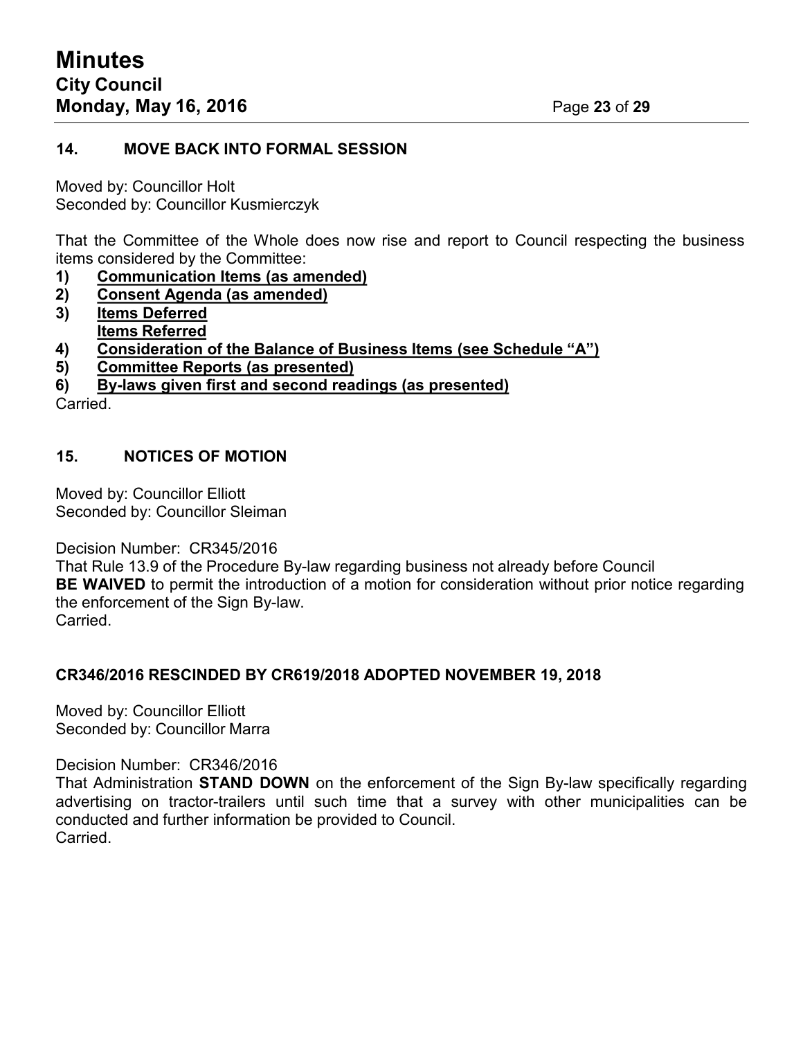## 14. MOVE BACK INTO FORMAL SESSION

Moved by: Councillor Holt
Seconded by: Councillor Kusmierczyk

That the Committee of the Whole does now rise and report to Council respecting the business items considered by the Committee:

1) **Communication Items (as amended)**
2) **Consent Agenda (as amended)**
3) **Items Deferred**
   **Items Referred**
4) **Consideration of the Balance of Business Items (see Schedule "A")**
5) **Committee Reports (as presented)**
6) **By-laws given first and second readings (as presented)**

Carried.

## 15. NOTICES OF MOTION

Moved by: Councillor Elliott
Seconded by: Councillor Sleiman

Decision Number: CR345/2016
That Rule 13.9 of the Procedure By-law regarding business not already before Council **BE WAIVED** to permit the introduction of a motion for consideration without prior notice regarding the enforcement of the Sign By-law.
Carried.

### CR346/2016 RESCINDED BY CR619/2018 ADOPTED NOVEMBER 19, 2018

Moved by: Councillor Elliott
Seconded by: Councillor Marra

Decision Number: CR346/2016
That Administration **STAND DOWN** on the enforcement of the Sign By-law specifically regarding advertising on tractor-trailers until such time that a survey with other municipalities can be conducted and further information be provided to Council.
Carried.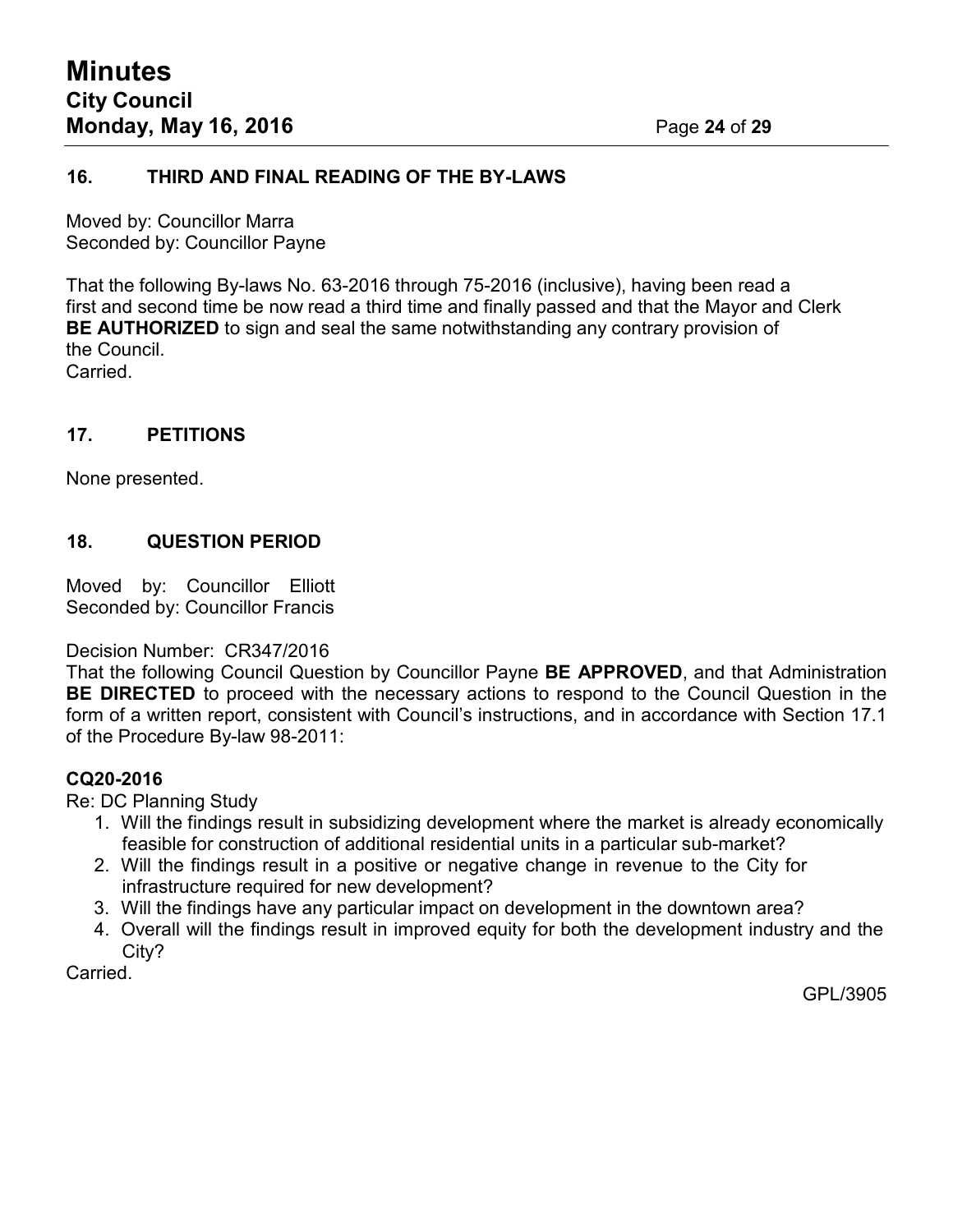## 16. THIRD AND FINAL READING OF THE BY-LAWS

Moved by: Councillor Marra
Seconded by: Councillor Payne

That the following By-laws No. 63-2016 through 75-2016 (inclusive), having been read a first and second time be now read a third time and finally passed and that the Mayor and Clerk **BE AUTHORIZED** to sign and seal the same notwithstanding any contrary provision of the Council.
Carried.

## 17. PETITIONS

None presented.

## 18. QUESTION PERIOD

Moved by: Councillor Elliott
Seconded by: Councillor Francis

Decision Number: CR347/2016
That the following Council Question by Councillor Payne **BE APPROVED**, and that Administration **BE DIRECTED** to proceed with the necessary actions to respond to the Council Question in the form of a written report, consistent with Council's instructions, and in accordance with Section 17.1 of the Procedure By-law 98-2011:

**CQ20-2016**
Re: DC Planning Study

1. Will the findings result in subsidizing development where the market is already economically feasible for construction of additional residential units in a particular sub-market?
2. Will the findings result in a positive or negative change in revenue to the City for infrastructure required for new development?
3. Will the findings have any particular impact on development in the downtown area?
4. Overall will the findings result in improved equity for both the development industry and the City?

Carried.

GPL/3905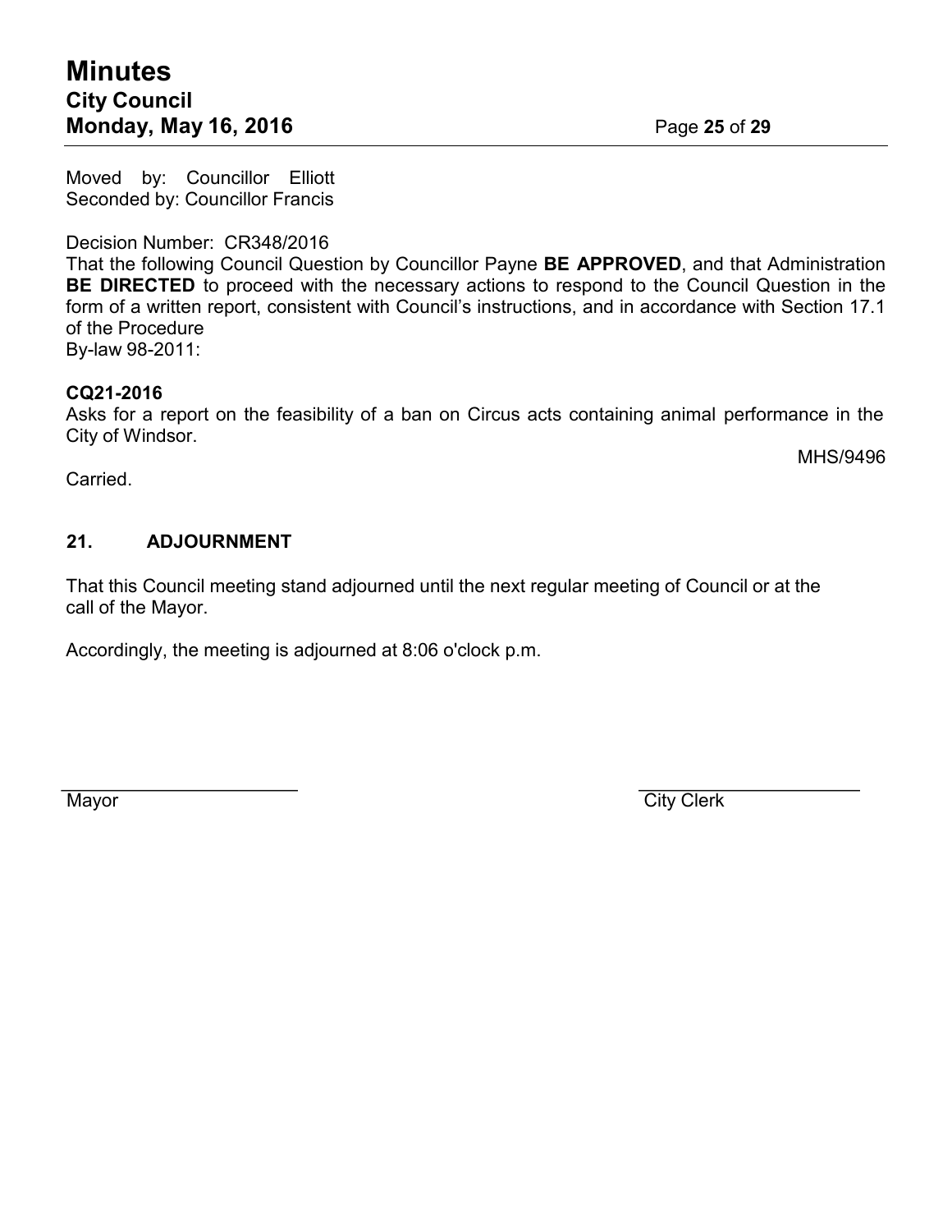Moved by: Councillor Elliott
Seconded by: Councillor Francis

Decision Number: CR348/2016
That the following Council Question by Councillor Payne **BE APPROVED**, and that Administration **BE DIRECTED** to proceed with the necessary actions to respond to the Council Question in the form of a written report, consistent with Council's instructions, and in accordance with Section 17.1 of the Procedure
By-law 98-2011:

**CQ21-2016**
Asks for a report on the feasibility of a ban on Circus acts containing animal performance in the City of Windsor.

MHS/9496

Carried.

## 21. ADJOURNMENT

That this Council meeting stand adjourned until the next regular meeting of Council or at the call of the Mayor.

Accordingly, the meeting is adjourned at 8:06 o'clock p.m.

Mayor

City Clerk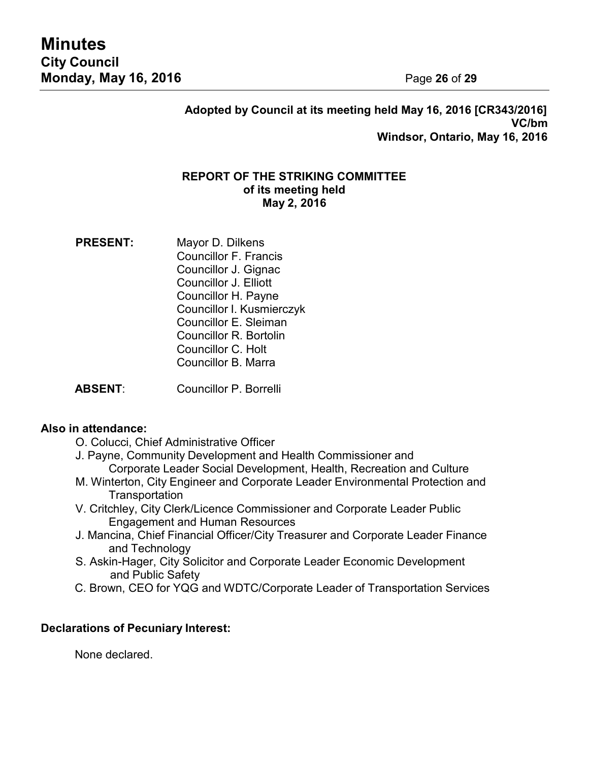**Adopted by Council at its meeting held May 16, 2016 [CR343/2016]**
**VC/bm**
**Windsor, Ontario, May 16, 2016**

## REPORT OF THE STRIKING COMMITTEE
### of its meeting held
### May 2, 2016

**PRESENT:** Mayor D. Dilkens
Councillor F. Francis
Councillor J. Gignac
Councillor J. Elliott
Councillor H. Payne
Councillor I. Kusmierczyk
Councillor E. Sleiman
Councillor R. Bortolin
Councillor C. Holt
Councillor B. Marra

**ABSENT**: Councillor P. Borrelli

**Also in attendance:**

- O. Colucci, Chief Administrative Officer
- J. Payne, Community Development and Health Commissioner and Corporate Leader Social Development, Health, Recreation and Culture
- M. Winterton, City Engineer and Corporate Leader Environmental Protection and Transportation
- V. Critchley, City Clerk/Licence Commissioner and Corporate Leader Public Engagement and Human Resources
- J. Mancina, Chief Financial Officer/City Treasurer and Corporate Leader Finance and Technology
- S. Askin-Hager, City Solicitor and Corporate Leader Economic Development and Public Safety
- C. Brown, CEO for YQG and WDTC/Corporate Leader of Transportation Services

**Declarations of Pecuniary Interest:**

None declared.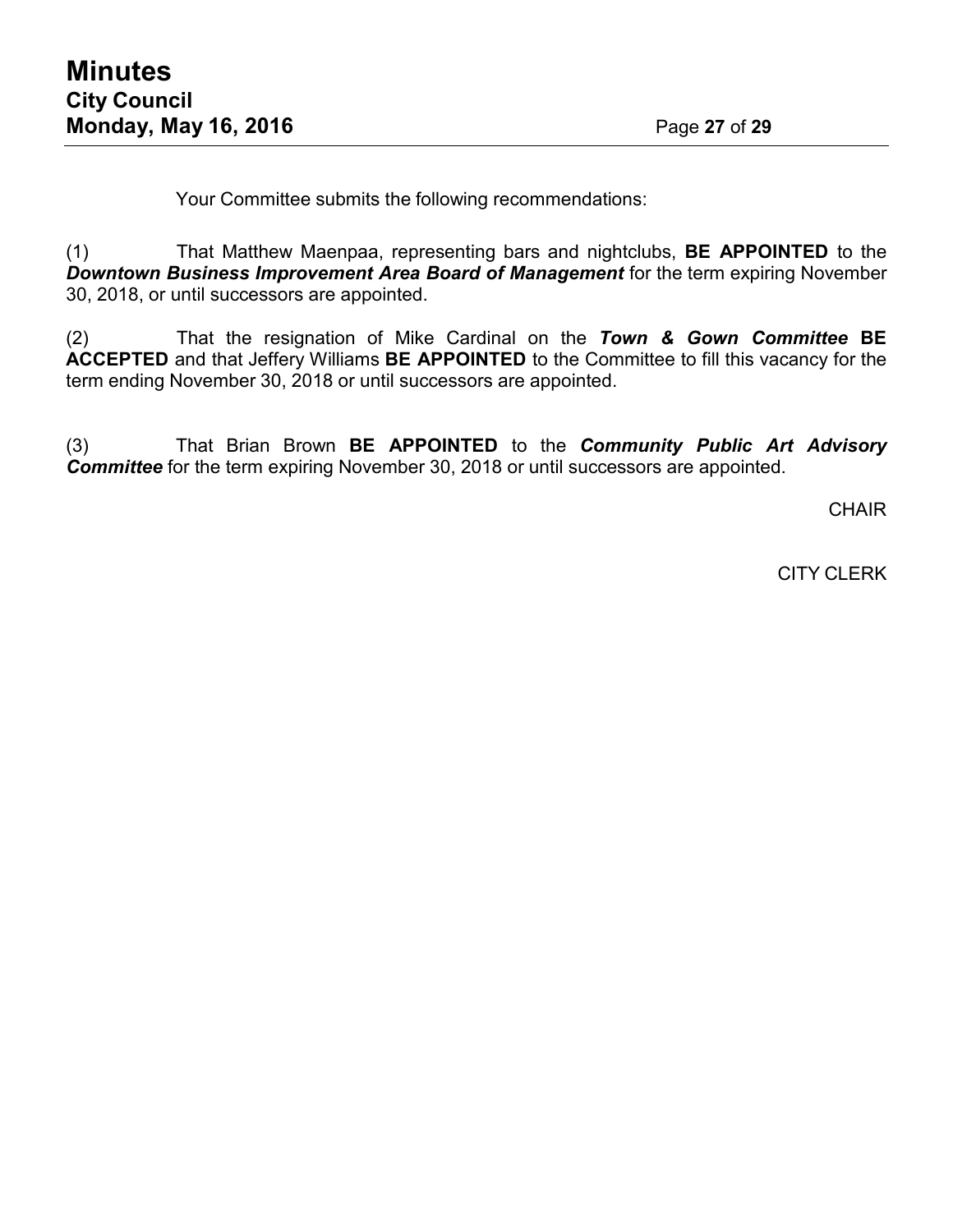Your Committee submits the following recommendations:

(1) That Matthew Maenpaa, representing bars and nightclubs, **BE APPOINTED** to the ***Downtown Business Improvement Area Board of Management*** for the term expiring November 30, 2018, or until successors are appointed.

(2) That the resignation of Mike Cardinal on the ***Town & Gown Committee*** **BE ACCEPTED** and that Jeffery Williams **BE APPOINTED** to the Committee to fill this vacancy for the term ending November 30, 2018 or until successors are appointed.

(3) That Brian Brown **BE APPOINTED** to the ***Community Public Art Advisory Committee*** for the term expiring November 30, 2018 or until successors are appointed.

CHAIR

CITY CLERK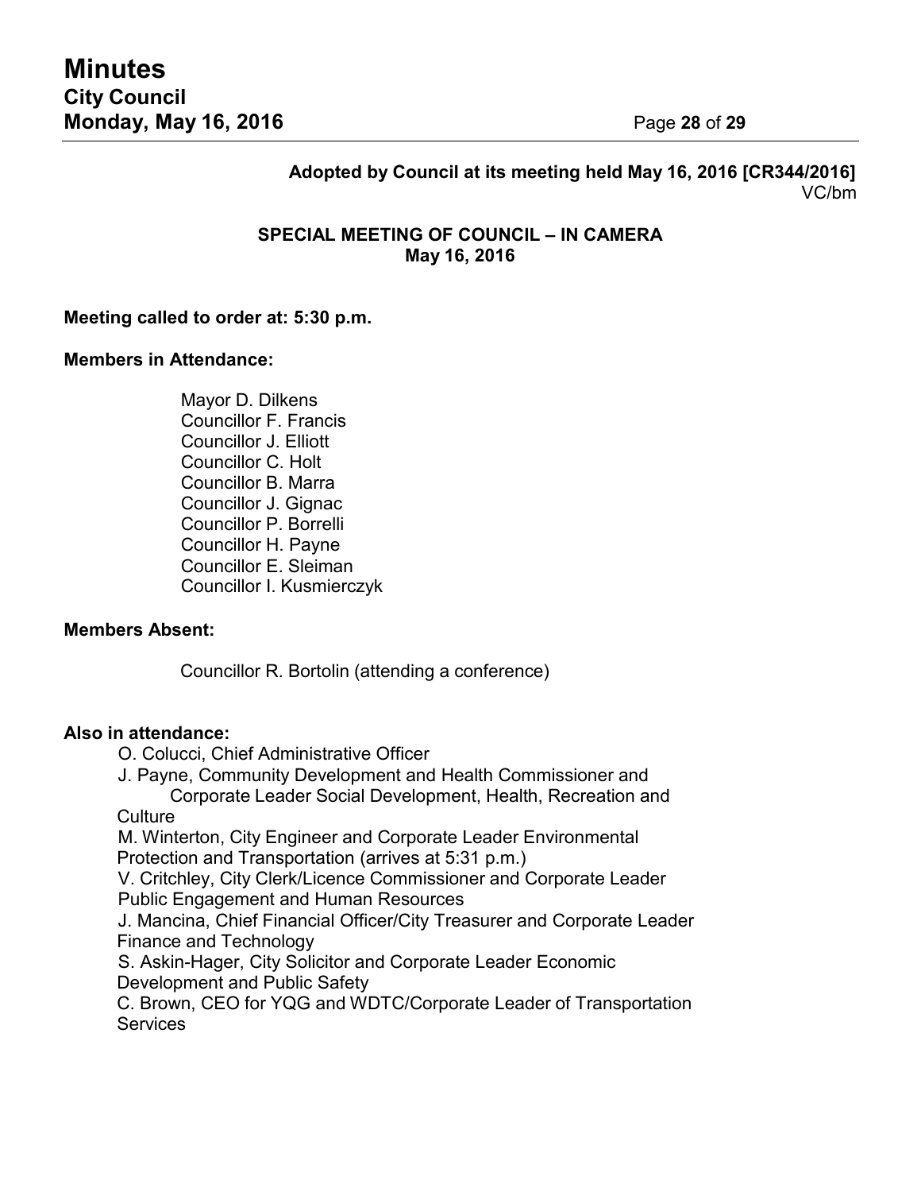**Adopted by Council at its meeting held May 16, 2016 [CR344/2016]**
VC/bm

## SPECIAL MEETING OF COUNCIL – IN CAMERA
## May 16, 2016

**Meeting called to order at: 5:30 p.m.**

**Members in Attendance:**

Mayor D. Dilkens
Councillor F. Francis
Councillor J. Elliott
Councillor C. Holt
Councillor B. Marra
Councillor J. Gignac
Councillor P. Borrelli
Councillor H. Payne
Councillor E. Sleiman
Councillor I. Kusmierczyk

**Members Absent:**

Councillor R. Bortolin (attending a conference)

**Also in attendance:**

O. Colucci, Chief Administrative Officer
J. Payne, Community Development and Health Commissioner and Corporate Leader Social Development, Health, Recreation and Culture
M. Winterton, City Engineer and Corporate Leader Environmental Protection and Transportation (arrives at 5:31 p.m.)
V. Critchley, City Clerk/Licence Commissioner and Corporate Leader Public Engagement and Human Resources
J. Mancina, Chief Financial Officer/City Treasurer and Corporate Leader Finance and Technology
S. Askin-Hager, City Solicitor and Corporate Leader Economic Development and Public Safety
C. Brown, CEO for YQG and WDTC/Corporate Leader of Transportation Services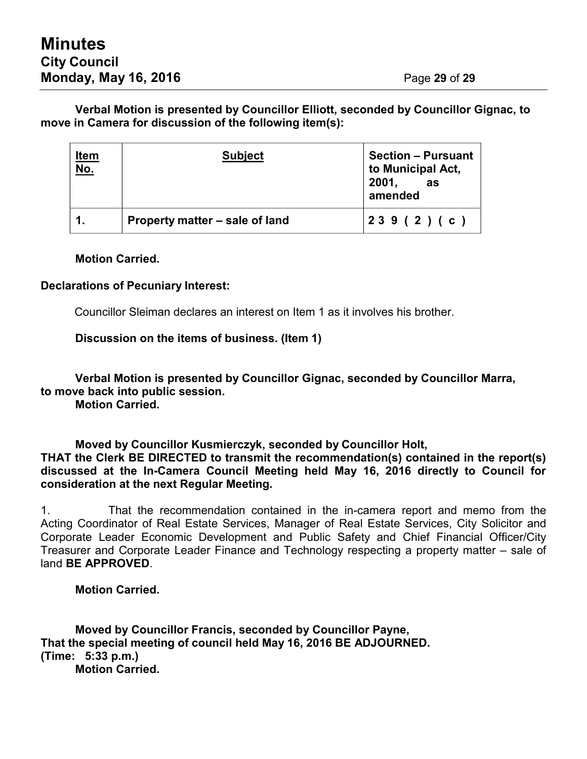**Verbal Motion is presented by Councillor Elliott, seconded by Councillor Gignac, to move in Camera for discussion of the following item(s):**

| Item No. | Subject | Section – Pursuant to Municipal Act, 2001, as amended |
|---|---|---|
| **1.** | **Property matter – sale of land** | **239(2)(c)** |

**Motion Carried.**

**Declarations of Pecuniary Interest:**

Councillor Sleiman declares an interest on Item 1 as it involves his brother.

**Discussion on the items of business. (Item 1)**

**Verbal Motion is presented by Councillor Gignac, seconded by Councillor Marra, to move back into public session.**
**Motion Carried.**

**Moved by Councillor Kusmierczyk, seconded by Councillor Holt,**
**THAT the Clerk BE DIRECTED to transmit the recommendation(s) contained in the report(s) discussed at the In-Camera Council Meeting held May 16, 2016 directly to Council for consideration at the next Regular Meeting.**

1. That the recommendation contained in the in-camera report and memo from the Acting Coordinator of Real Estate Services, Manager of Real Estate Services, City Solicitor and Corporate Leader Economic Development and Public Safety and Chief Financial Officer/City Treasurer and Corporate Leader Finance and Technology respecting a property matter – sale of land **BE APPROVED**.

**Motion Carried.**

**Moved by Councillor Francis, seconded by Councillor Payne,**
**That the special meeting of council held May 16, 2016 BE ADJOURNED.**
**(Time: 5:33 p.m.)**
**Motion Carried.**